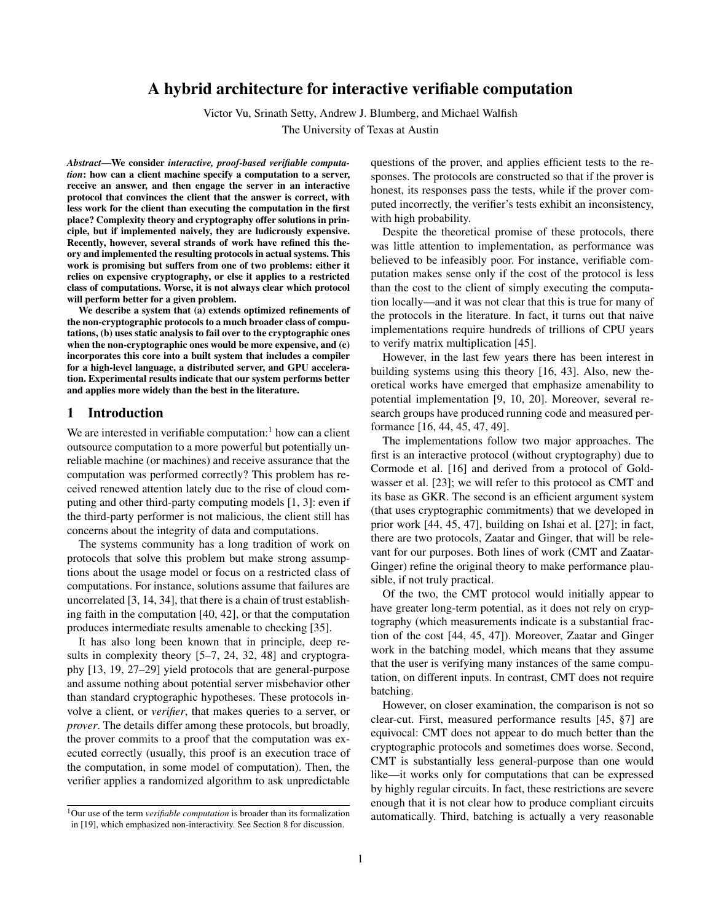# A hybrid architecture for interactive verifiable computation

Victor Vu, Srinath Setty, Andrew J. Blumberg, and Michael Walfish
The University of Texas at Austin

***Abstract*—We consider *interactive, proof-based verifiable computation*: how can a client machine specify a computation to a server, receive an answer, and then engage the server in an interactive protocol that convinces the client that the answer is correct, with less work for the client than executing the computation in the first place? Complexity theory and cryptography offer solutions in principle, but if implemented naively, they are ludicrously expensive. Recently, however, several strands of work have refined this theory and implemented the resulting protocols in actual systems. This work is promising but suffers from one of two problems: either it relies on expensive cryptography, or else it applies to a restricted class of computations. Worse, it is not always clear which protocol will perform better for a given problem.**

**We describe a system that (a) extends optimized refinements of the non-cryptographic protocols to a much broader class of computations, (b) uses static analysis to fail over to the cryptographic ones when the non-cryptographic ones would be more expensive, and (c) incorporates this core into a built system that includes a compiler for a high-level language, a distributed server, and GPU acceleration. Experimental results indicate that our system performs better and applies more widely than the best in the literature.**

## 1 Introduction

We are interested in verifiable computation:[1] how can a client outsource computation to a more powerful but potentially unreliable machine (or machines) and receive assurance that the computation was performed correctly? This problem has received renewed attention lately due to the rise of cloud computing and other third-party computing models [1, 3]: even if the third-party performer is not malicious, the client still has concerns about the integrity of data and computations.

The systems community has a long tradition of work on protocols that solve this problem but make strong assumptions about the usage model or focus on a restricted class of computations. For instance, solutions assume that failures are uncorrelated [3, 14, 34], that there is a chain of trust establishing faith in the computation [40, 42], or that the computation produces intermediate results amenable to checking [35].

It has also long been known that in principle, deep results in complexity theory [5–7, 24, 32, 48] and cryptography [13, 19, 27–29] yield protocols that are general-purpose and assume nothing about potential server misbehavior other than standard cryptographic hypotheses. These protocols involve a client, or *verifier*, that makes queries to a server, or *prover*. The details differ among these protocols, but broadly, the prover commits to a proof that the computation was executed correctly (usually, this proof is an execution trace of the computation, in some model of computation). Then, the verifier applies a randomized algorithm to ask unpredictable questions of the prover, and applies efficient tests to the responses. The protocols are constructed so that if the prover is honest, its responses pass the tests, while if the prover computed incorrectly, the verifier's tests exhibit an inconsistency, with high probability.

Despite the theoretical promise of these protocols, there was little attention to implementation, as performance was believed to be infeasibly poor. For instance, verifiable computation makes sense only if the cost of the protocol is less than the cost to the client of simply executing the computation locally—and it was not clear that this is true for many of the protocols in the literature. In fact, it turns out that naive implementations require hundreds of trillions of CPU years to verify matrix multiplication [45].

However, in the last few years there has been interest in building systems using this theory [16, 43]. Also, new theoretical works have emerged that emphasize amenability to potential implementation [9, 10, 20]. Moreover, several research groups have produced running code and measured performance [16, 44, 45, 47, 49].

The implementations follow two major approaches. The first is an interactive protocol (without cryptography) due to Cormode et al. [16] and derived from a protocol of Goldwasser et al. [23]; we will refer to this protocol as CMT and its base as GKR. The second is an efficient argument system (that uses cryptographic commitments) that we developed in prior work [44, 45, 47], building on Ishai et al. [27]; in fact, there are two protocols, Zaatar and Ginger, that will be relevant for our purposes. Both lines of work (CMT and Zaatar-Ginger) refine the original theory to make performance plausible, if not truly practical.

Of the two, the CMT protocol would initially appear to have greater long-term potential, as it does not rely on cryptography (which measurements indicate is a substantial fraction of the cost [44, 45, 47]). Moreover, Zaatar and Ginger work in the batching model, which means that they assume that the user is verifying many instances of the same computation, on different inputs. In contrast, CMT does not require batching.

However, on closer examination, the comparison is not so clear-cut. First, measured performance results [45, §7] are equivocal: CMT does not appear to do much better than the cryptographic protocols and sometimes does worse. Second, CMT is substantially less general-purpose than one would like—it works only for computations that can be expressed by highly regular circuits. In fact, these restrictions are severe enough that it is not clear how to produce compliant circuits automatically. Third, batching is actually a very reasonable

[1] Our use of the term *verifiable computation* is broader than its formalization in [19], which emphasized non-interactivity. See Section 8 for discussion.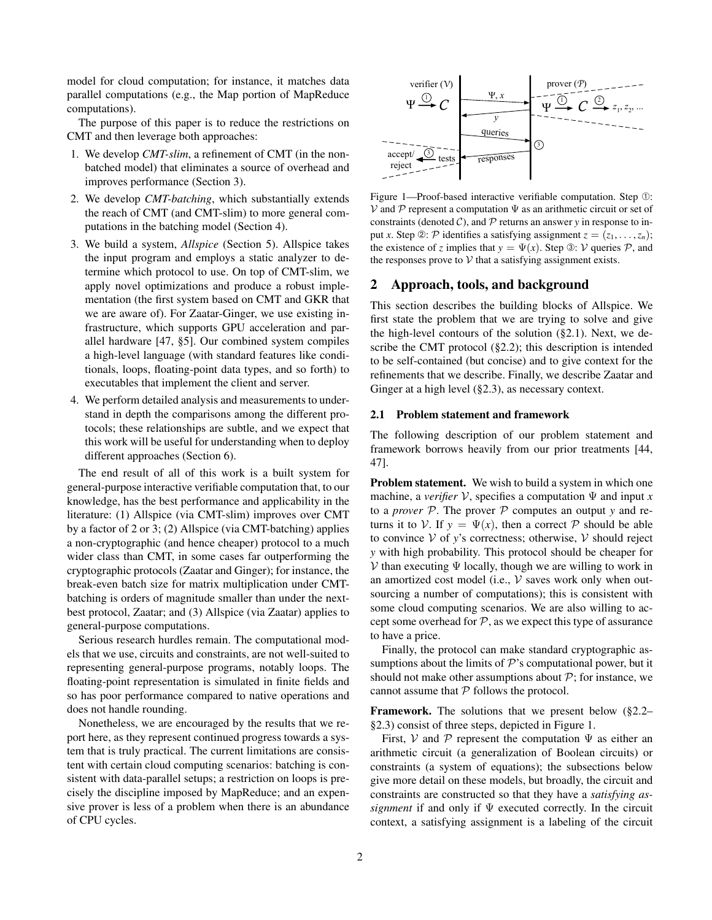model for cloud computation; for instance, it matches data parallel computations (e.g., the Map portion of MapReduce computations).

The purpose of this paper is to reduce the restrictions on CMT and then leverage both approaches:

1. We develop *CMT-slim*, a refinement of CMT (in the non-batched model) that eliminates a source of overhead and improves performance (Section 3).
2. We develop *CMT-batching*, which substantially extends the reach of CMT (and CMT-slim) to more general computations in the batching model (Section 4).
3. We build a system, *Allspice* (Section 5). Allspice takes the input program and employs a static analyzer to determine which protocol to use. On top of CMT-slim, we apply novel optimizations and produce a robust implementation (the first system based on CMT and GKR that we are aware of). For Zaatar-Ginger, we use existing infrastructure, which supports GPU acceleration and parallel hardware [47, §5]. Our combined system compiles a high-level language (with standard features like conditionals, loops, floating-point data types, and so forth) to executables that implement the client and server.
4. We perform detailed analysis and measurements to understand in depth the comparisons among the different protocols; these relationships are subtle, and we expect that this work will be useful for understanding when to deploy different approaches (Section 6).

The end result of all of this work is a built system for general-purpose interactive verifiable computation that, to our knowledge, has the best performance and applicability in the literature: (1) Allspice (via CMT-slim) improves over CMT by a factor of 2 or 3; (2) Allspice (via CMT-batching) applies a non-cryptographic (and hence cheaper) protocol to a much wider class than CMT, in some cases far outperforming the cryptographic protocols (Zaatar and Ginger); for instance, the break-even batch size for matrix multiplication under CMT-batching is orders of magnitude smaller than under the next-best protocol, Zaatar; and (3) Allspice (via Zaatar) applies to general-purpose computations.

Serious research hurdles remain. The computational models that we use, circuits and constraints, are not well-suited to representing general-purpose programs, notably loops. The floating-point representation is simulated in finite fields and so has poor performance compared to native operations and does not handle rounding.

Nonetheless, we are encouraged by the results that we report here, as they represent continued progress towards a system that is truly practical. The current limitations are consistent with certain cloud computing scenarios: batching is consistent with data-parallel setups; a restriction on loops is precisely the discipline imposed by MapReduce; and an expensive prover is less of a problem when there is an abundance of CPU cycles.

Figure 1—Proof-based interactive verifiable computation. Step ①: $\mathcal{V}$ and $\mathcal{P}$ represent a computation $\Psi$ as an arithmetic circuit or set of constraints (denoted $\mathcal{C}$), and $\mathcal{P}$ returns an answer $y$ in response to input $x$. Step ②: $\mathcal{P}$ identifies a satisfying assignment $z = (z_1, \ldots, z_n)$; the existence of $z$ implies that $y = \Psi(x)$. Step ③: $\mathcal{V}$ queries $\mathcal{P}$, and the responses prove to $\mathcal{V}$ that a satisfying assignment exists.

## 2 Approach, tools, and background

This section describes the building blocks of Allspice. We first state the problem that we are trying to solve and give the high-level contours of the solution (§2.1). Next, we describe the CMT protocol (§2.2); this description is intended to be self-contained (but concise) and to give context for the refinements that we describe. Finally, we describe Zaatar and Ginger at a high level (§2.3), as necessary context.

### 2.1 Problem statement and framework

The following description of our problem statement and framework borrows heavily from our prior treatments [44, 47].

**Problem statement.** We wish to build a system in which one machine, a *verifier* $\mathcal{V}$, specifies a computation $\Psi$ and input $x$ to a *prover* $\mathcal{P}$. The prover $\mathcal{P}$ computes an output $y$ and returns it to $\mathcal{V}$. If $y = \Psi(x)$, then a correct $\mathcal{P}$ should be able to convince $\mathcal{V}$ of $y$'s correctness; otherwise, $\mathcal{V}$ should reject $y$ with high probability. This protocol should be cheaper for $\mathcal{V}$ than executing $\Psi$ locally, though we are willing to work in an amortized cost model (i.e., $\mathcal{V}$ saves work only when outsourcing a number of computations); this is consistent with some cloud computing scenarios. We are also willing to accept some overhead for $\mathcal{P}$, as we expect this type of assurance to have a price.

Finally, the protocol can make standard cryptographic assumptions about the limits of $\mathcal{P}$'s computational power, but it should not make other assumptions about $\mathcal{P}$; for instance, we cannot assume that $\mathcal{P}$ follows the protocol.

**Framework.** The solutions that we present below (§2.2–§2.3) consist of three steps, depicted in Figure 1.

First, $\mathcal{V}$ and $\mathcal{P}$ represent the computation $\Psi$ as either an arithmetic circuit (a generalization of Boolean circuits) or constraints (a system of equations); the subsections below give more detail on these models, but broadly, the circuit and constraints are constructed so that they have a *satisfying assignment* if and only if $\Psi$ executed correctly. In the circuit context, a satisfying assignment is a labeling of the circuit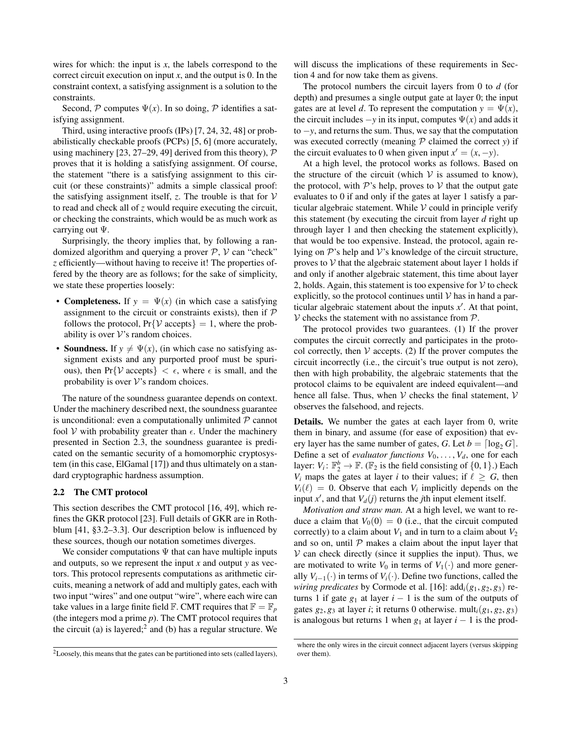wires for which: the input is $x$, the labels correspond to the correct circuit execution on input $x$, and the output is 0. In the constraint context, a satisfying assignment is a solution to the constraints.

Second, $\mathcal{P}$ computes $\Psi(x)$. In so doing, $\mathcal{P}$ identifies a satisfying assignment.

Third, using interactive proofs (IPs) [7, 24, 32, 48] or probabilistically checkable proofs (PCPs) [5, 6] (more accurately, using machinery [23, 27–29, 49] derived from this theory), $\mathcal{P}$ proves that it is holding a satisfying assignment. Of course, the statement "there is a satisfying assignment to this circuit (or these constraints)" admits a simple classical proof: the satisfying assignment itself, $z$. The trouble is that for $\mathcal{V}$ to read and check all of $z$ would require executing the circuit, or checking the constraints, which would be as much work as carrying out $\Psi$.

Surprisingly, the theory implies that, by following a randomized algorithm and querying a prover $\mathcal{P}$, $\mathcal{V}$ can "check" $z$ efficiently—without having to receive it! The properties offered by the theory are as follows; for the sake of simplicity, we state these properties loosely:

- **Completeness.** If $y = \Psi(x)$ (in which case a satisfying assignment to the circuit or constraints exists), then if $\mathcal{P}$ follows the protocol, $\Pr\{\mathcal{V} \text{ accepts}\} = 1$, where the probability is over $\mathcal{V}$'s random choices.
- **Soundness.** If $y \neq \Psi(x)$, (in which case no satisfying assignment exists and any purported proof must be spurious), then $\Pr\{\mathcal{V} \text{ accepts}\} < \epsilon$, where $\epsilon$ is small, and the probability is over $\mathcal{V}$'s random choices.

The nature of the soundness guarantee depends on context. Under the machinery described next, the soundness guarantee is unconditional: even a computationally unlimited $\mathcal{P}$ cannot fool $\mathcal{V}$ with probability greater than $\epsilon$. Under the machinery presented in Section 2.3, the soundness guarantee is predicated on the semantic security of a homomorphic cryptosystem (in this case, ElGamal [17]) and thus ultimately on a standard cryptographic hardness assumption.

## 2.2 The CMT protocol

This section describes the CMT protocol [16, 49], which refines the GKR protocol [23]. Full details of GKR are in Rothblum [41, §3.2–3.3]. Our description below is influenced by these sources, though our notation sometimes diverges.

We consider computations $\Psi$ that can have multiple inputs and outputs, so we represent the input $x$ and output $y$ as vectors. This protocol represents computations as arithmetic circuits, meaning a network of add and multiply gates, each with two input "wires" and one output "wire", where each wire can take values in a large finite field $\mathbb{F}$. CMT requires that $\mathbb{F} = \mathbb{F}_p$ (the integers mod a prime $p$). The CMT protocol requires that the circuit (a) is layered;[2] and (b) has a regular structure. We will discuss the implications of these requirements in Section 4 and for now take them as givens.

The protocol numbers the circuit layers from 0 to $d$ (for depth) and presumes a single output gate at layer 0; the input gates are at level $d$. To represent the computation $y = \Psi(x)$, the circuit includes $-y$ in its input, computes $\Psi(x)$ and adds it to $-y$, and returns the sum. Thus, we say that the computation was executed correctly (meaning $\mathcal{P}$ claimed the correct $y$) if the circuit evaluates to 0 when given input $x' = (x, -y)$.

At a high level, the protocol works as follows. Based on the structure of the circuit (which $\mathcal{V}$ is assumed to know), the protocol, with $\mathcal{P}$'s help, proves to $\mathcal{V}$ that the output gate evaluates to 0 if and only if the gates at layer 1 satisfy a particular algebraic statement. While $\mathcal{V}$ could in principle verify this statement (by executing the circuit from layer $d$ right up through layer 1 and then checking the statement explicitly), that would be too expensive. Instead, the protocol, again relying on $\mathcal{P}$'s help and $\mathcal{V}$'s knowledge of the circuit structure, proves to $\mathcal{V}$ that the algebraic statement about layer 1 holds if and only if another algebraic statement, this time about layer 2, holds. Again, this statement is too expensive for $\mathcal{V}$ to check explicitly, so the protocol continues until $\mathcal{V}$ has in hand a particular algebraic statement about the inputs $x'$. At that point, $\mathcal{V}$ checks the statement with no assistance from $\mathcal{P}$.

The protocol provides two guarantees. (1) If the prover computes the circuit correctly and participates in the protocol correctly, then $\mathcal{V}$ accepts. (2) If the prover computes the circuit incorrectly (i.e., the circuit's true output is not zero), then with high probability, the algebraic statements that the protocol claims to be equivalent are indeed equivalent—and hence all false. Thus, when $\mathcal{V}$ checks the final statement, $\mathcal{V}$ observes the falsehood, and rejects.

**Details.** We number the gates at each layer from 0, write them in binary, and assume (for ease of exposition) that every layer has the same number of gates, $G$. Let $b = \lceil \log_2 G \rceil$. Define a set of *evaluator functions* $V_0, \ldots, V_d$, one for each layer: $V_i \colon \mathbb{F}_2^b \to \mathbb{F}$. ($\mathbb{F}_2$ is the field consisting of $\{0, 1\}$.) Each $V_i$ maps the gates at layer $i$ to their values; if $\ell \geq G$, then $V_i(\ell) = 0$. Observe that each $V_i$ implicitly depends on the input $x'$, and that $V_d(j)$ returns the $j$th input element itself.

*Motivation and straw man.* At a high level, we want to reduce a claim that $V_0(0) = 0$ (i.e., that the circuit computed correctly) to a claim about $V_1$ and in turn to a claim about $V_2$ and so on, until $\mathcal{P}$ makes a claim about the input layer that $\mathcal{V}$ can check directly (since it supplies the input). Thus, we are motivated to write $V_0$ in terms of $V_1(\cdot)$ and more generally $V_{i-1}(\cdot)$ in terms of $V_i(\cdot)$. Define two functions, called the *wiring predicates* by Cormode et al. [16]: $\text{add}_i(g_1, g_2, g_3)$ returns 1 if gate $g_1$ at layer $i-1$ is the sum of the outputs of gates $g_2, g_3$ at layer $i$; it returns 0 otherwise. $\text{mult}_i(g_1, g_2, g_3)$ is analogous but returns 1 when $g_1$ at layer $i-1$ is the prod-

[2] Loosely, this means that the gates can be partitioned into sets (called layers), where the only wires in the circuit connect adjacent layers (versus skipping over them).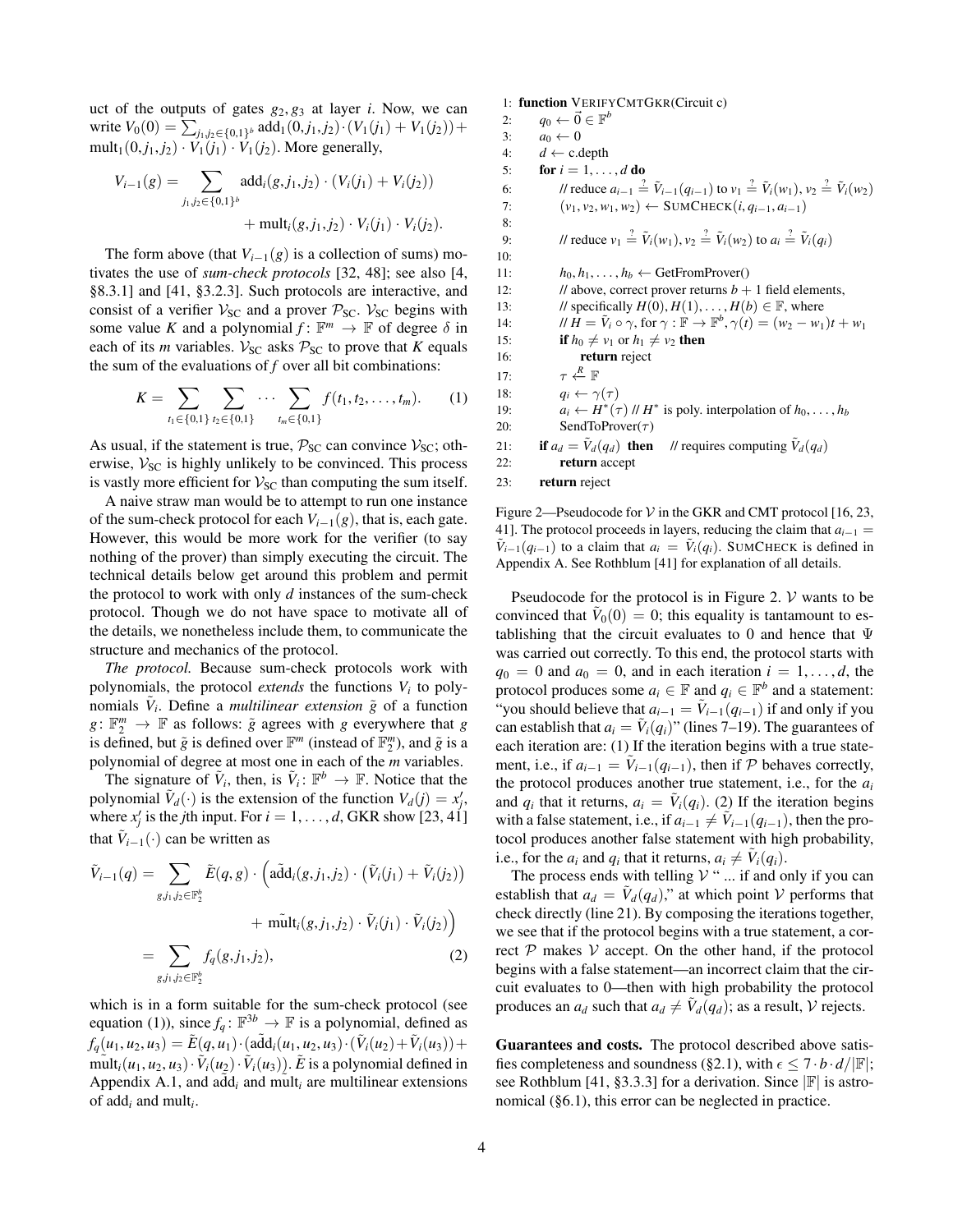uct of the outputs of gates $g_2, g_3$ at layer $i$. Now, we can write $V_0(0) = \sum_{j_1,j_2 \in \{0,1\}^b} \text{add}_1(0, j_1, j_2) \cdot (V_1(j_1) + V_1(j_2)) + \text{mult}_1(0, j_1, j_2) \cdot V_1(j_1) \cdot V_1(j_2)$. More generally,

$$V_{i-1}(g) = \sum_{j_1,j_2 \in \{0,1\}^b} \text{add}_i(g, j_1, j_2) \cdot (V_i(j_1) + V_i(j_2)) + \text{mult}_i(g, j_1, j_2) \cdot V_i(j_1) \cdot V_i(j_2).$$

The form above (that $V_{i-1}(g)$ is a collection of sums) motivates the use of *sum-check protocols* [32, 48]; see also [4, §8.3.1] and [41, §3.2.3]. Such protocols are interactive, and consist of a verifier $\mathcal{V}_{\text{SC}}$ and a prover $\mathcal{P}_{\text{SC}}$. $\mathcal{V}_{\text{SC}}$ begins with some value $K$ and a polynomial $f : \mathbb{F}^m \to \mathbb{F}$ of degree $\delta$ in each of its $m$ variables. $\mathcal{V}_{\text{SC}}$ asks $\mathcal{P}_{\text{SC}}$ to prove that $K$ equals the sum of the evaluations of $f$ over all bit combinations:

$$K = \sum_{t_1 \in \{0,1\}} \sum_{t_2 \in \{0,1\}} \cdots \sum_{t_m \in \{0,1\}} f(t_1, t_2, \ldots, t_m). \qquad (1)$$

As usual, if the statement is true, $\mathcal{P}_{\text{SC}}$ can convince $\mathcal{V}_{\text{SC}}$; otherwise, $\mathcal{V}_{\text{SC}}$ is highly unlikely to be convinced. This process is vastly more efficient for $\mathcal{V}_{\text{SC}}$ than computing the sum itself.

A naive straw man would be to attempt to run one instance of the sum-check protocol for each $V_{i-1}(g)$, that is, each gate. However, this would be more work for the verifier (to say nothing of the prover) than simply executing the circuit. The technical details below get around this problem and permit the protocol to work with only $d$ instances of the sum-check protocol. Though we do not have space to motivate all of the details, we nonetheless include them, to communicate the structure and mechanics of the protocol.

*The protocol.* Because sum-check protocols work with polynomials, the protocol *extends* the functions $V_i$ to polynomials $\tilde{V}_i$. Define a *multilinear extension* $\tilde{g}$ of a function $g : \mathbb{F}_2^m \to \mathbb{F}$ as follows: $\tilde{g}$ agrees with $g$ everywhere that $g$ is defined, but $\tilde{g}$ is defined over $\mathbb{F}^m$ (instead of $\mathbb{F}_2^m$), and $\tilde{g}$ is a polynomial of degree at most one in each of the $m$ variables.

The signature of $\tilde{V}_i$, then, is $\tilde{V}_i : \mathbb{F}^b \to \mathbb{F}$. Notice that the polynomial $\tilde{V}_d(\cdot)$ is the extension of the function $V_d(j) = x'_j$, where $x'_j$ is the $j$th input. For $i = 1, \ldots, d$, GKR show [23, 41] that $\tilde{V}_{i-1}(\cdot)$ can be written as

$$\begin{aligned}
\tilde{V}_{i-1}(q) &= \sum_{g,j_1,j_2 \in \mathbb{F}_2^b} \tilde{E}(q, g) \cdot \Big( \tilde{\text{add}}_i(g, j_1, j_2) \cdot \big(\tilde{V}_i(j_1) + \tilde{V}_i(j_2)\big) \\
&\qquad + \tilde{\text{mult}}_i(g, j_1, j_2) \cdot \tilde{V}_i(j_1) \cdot \tilde{V}_i(j_2) \Big) \\
&= \sum_{g,j_1,j_2 \in \mathbb{F}_2^b} f_q(g, j_1, j_2), \qquad (2)
\end{aligned}$$

which is in a form suitable for the sum-check protocol (see equation (1)), since $f_q : \mathbb{F}^{3b} \to \mathbb{F}$ is a polynomial, defined as $f_q(u_1, u_2, u_3) = \tilde{E}(q, u_1) \cdot (\tilde{\text{add}}_i(u_1, u_2, u_3) \cdot (\tilde{V}_i(u_2) + \tilde{V}_i(u_3)) + \tilde{\text{mult}}_i(u_1, u_2, u_3) \cdot \tilde{V}_i(u_2) \cdot \tilde{V}_i(u_3))$. $\tilde{E}$ is a polynomial defined in Appendix A.1, and $\tilde{\text{add}}_i$ and $\tilde{\text{mult}}_i$ are multilinear extensions of $\text{add}_i$ and $\text{mult}_i$.

```
1:  function VERIFYCMTGKR(Circuit c)
2:      q_0 ← 0⃗ ∈ F^b
3:      a_0 ← 0
4:      d ← c.depth
5:      for i = 1,...,d do
6:          // reduce a_{i-1} ?= Ṽ_{i-1}(q_{i-1}) to v_1 ?= Ṽ_i(w_1), v_2 ?= Ṽ_i(w_2)
7:          (v_1, v_2, w_1, w_2) ← SUMCHECK(i, q_{i-1}, a_{i-1})
8:
9:          // reduce v_1 ?= Ṽ_i(w_1), v_2 ?= Ṽ_i(w_2) to a_i ?= Ṽ_i(q_i)
10:
11:         h_0, h_1, ..., h_b ← GetFromProver()
12:         // above, correct prover returns b+1 field elements,
13:         // specifically H(0), H(1), ..., H(b) ∈ F, where
14:         // H = Ṽ_i ∘ γ, for γ : F → F^b, γ(t) = (w_2 − w_1)t + w_1
15:         if h_0 ≠ v_1 or h_1 ≠ v_2 then
16:             return reject
17:         τ ←R F
18:         q_i ← γ(τ)
19:         a_i ← H*(τ) // H* is poly. interpolation of h_0, ..., h_b
20:         SendToProver(τ)
21:     if a_d = Ṽ_d(q_d) then    // requires computing Ṽ_d(q_d)
22:         return accept
23:     return reject
```

Figure 2—Pseudocode for $\mathcal{V}$ in the GKR and CMT protocol [16, 23, 41]. The protocol proceeds in layers, reducing the claim that $a_{i-1} = \tilde{V}_{i-1}(q_{i-1})$ to a claim that $a_i = \tilde{V}_i(q_i)$. SUMCHECK is defined in Appendix A. See Rothblum [41] for explanation of all details.

Pseudocode for the protocol is in Figure 2. $\mathcal{V}$ wants to be convinced that $\tilde{V}_0(0) = 0$; this equality is tantamount to establishing that the circuit evaluates to 0 and hence that $\Psi$ was carried out correctly. To this end, the protocol starts with $q_0 = 0$ and $a_0 = 0$, and in each iteration $i = 1, \ldots, d$, the protocol produces some $a_i \in \mathbb{F}$ and $q_i \in \mathbb{F}^b$ and a statement: "you should believe that $a_{i-1} = \tilde{V}_{i-1}(q_{i-1})$ if and only if you can establish that $a_i = \tilde{V}_i(q_i)$" (lines 7–19). The guarantees of each iteration are: (1) If the iteration begins with a true statement, i.e., if $a_{i-1} = \tilde{V}_{i-1}(q_{i-1})$, then if $\mathcal{P}$ behaves correctly, the protocol produces another true statement, i.e., for the $a_i$ and $q_i$ that it returns, $a_i = \tilde{V}_i(q_i)$. (2) If the iteration begins with a false statement, i.e., if $a_{i-1} \neq \tilde{V}_{i-1}(q_{i-1})$, then the protocol produces another false statement with high probability, i.e., for the $a_i$ and $q_i$ that it returns, $a_i \neq \tilde{V}_i(q_i)$.

The process ends with telling $\mathcal{V}$ " ... if and only if you can establish that $a_d = \tilde{V}_d(q_d)$," at which point $\mathcal{V}$ performs that check directly (line 21). By composing the iterations together, we see that if the protocol begins with a true statement, a correct $\mathcal{P}$ makes $\mathcal{V}$ accept. On the other hand, if the protocol begins with a false statement—an incorrect claim that the circuit evaluates to 0—then with high probability the protocol produces an $a_d$ such that $a_d \neq \tilde{V}_d(q_d)$; as a result, $\mathcal{V}$ rejects.

**Guarantees and costs.** The protocol described above satisfies completeness and soundness (§2.1), with $\epsilon \leq 7 \cdot b \cdot d / |\mathbb{F}|$; see Rothblum [41, §3.3.3] for a derivation. Since $|\mathbb{F}|$ is astronomical (§6.1), this error can be neglected in practice.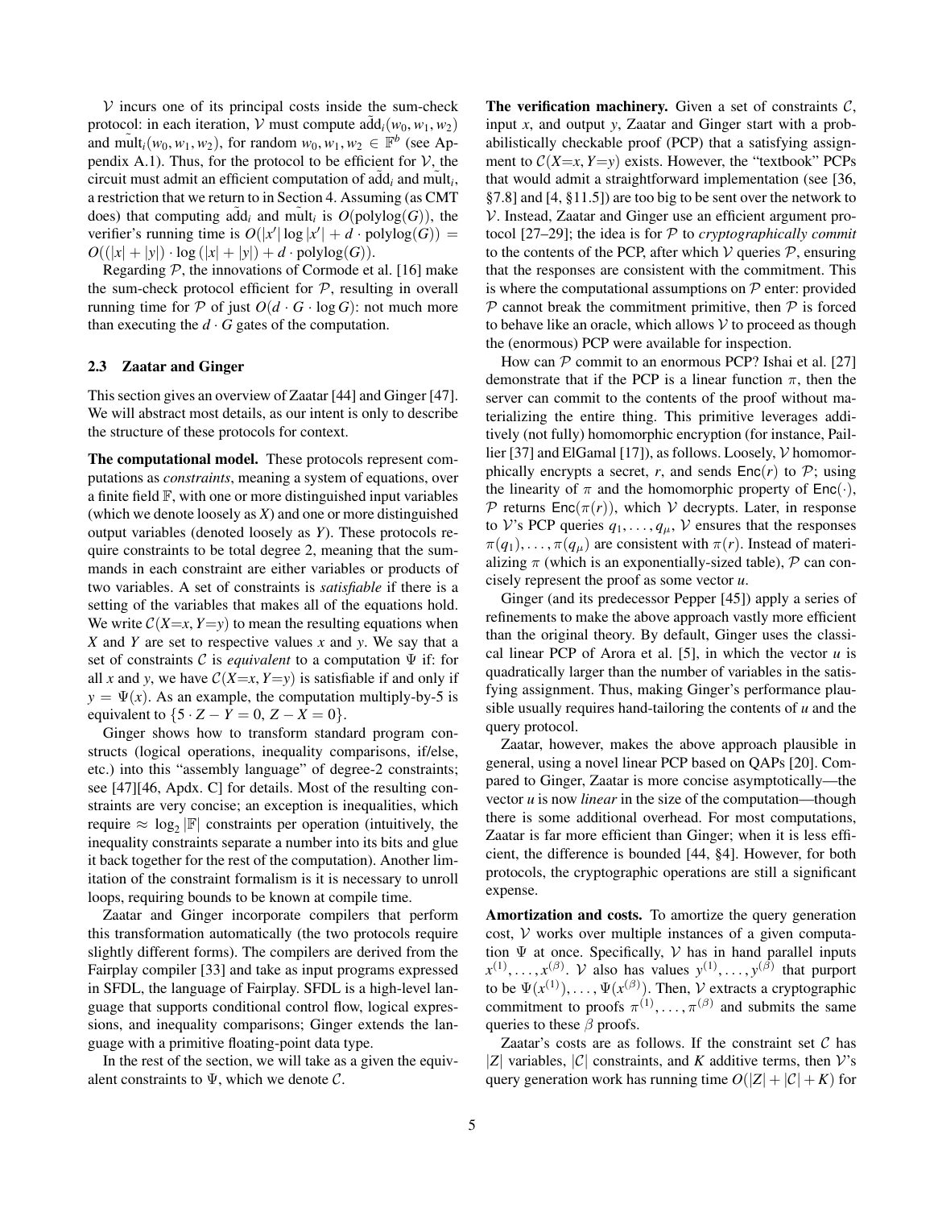$\mathcal{V}$ incurs one of its principal costs inside the sum-check protocol: in each iteration, $\mathcal{V}$ must compute $\tilde{\text{add}}_i(w_0, w_1, w_2)$ and $\tilde{\text{mult}}_i(w_0, w_1, w_2)$, for random $w_0, w_1, w_2 \in \mathbb{F}^b$ (see Appendix A.1). Thus, for the protocol to be efficient for $\mathcal{V}$, the circuit must admit an efficient computation of $\tilde{\text{add}}_i$ and $\tilde{\text{mult}}_i$, a restriction that we return to in Section 4. Assuming (as CMT does) that computing $\tilde{\text{add}}_i$ and $\tilde{\text{mult}}_i$ is $O(\text{polylog}(G))$, the verifier's running time is $O(|x'| \log |x'| + d \cdot \text{polylog}(G)) = O((|x| + |y|) \cdot \log (|x| + |y|) + d \cdot \text{polylog}(G))$.

Regarding $\mathcal{P}$, the innovations of Cormode et al. [16] make the sum-check protocol efficient for $\mathcal{P}$, resulting in overall running time for $\mathcal{P}$ of just $O(d \cdot G \cdot \log G)$: not much more than executing the $d \cdot G$ gates of the computation.

### 2.3 Zaatar and Ginger

This section gives an overview of Zaatar [44] and Ginger [47]. We will abstract most details, as our intent is only to describe the structure of these protocols for context.

**The computational model.** These protocols represent computations as *constraints*, meaning a system of equations, over a finite field $\mathbb{F}$, with one or more distinguished input variables (which we denote loosely as $X$) and one or more distinguished output variables (denoted loosely as $Y$). These protocols require constraints to be total degree 2, meaning that the summands in each constraint are either variables or products of two variables. A set of constraints is *satisfiable* if there is a setting of the variables that makes all of the equations hold. We write $\mathcal{C}(X{=}x, Y{=}y)$ to mean the resulting equations when $X$ and $Y$ are set to respective values $x$ and $y$. We say that a set of constraints $\mathcal{C}$ is *equivalent* to a computation $\Psi$ if: for all $x$ and $y$, we have $\mathcal{C}(X{=}x, Y{=}y)$ is satisfiable if and only if $y = \Psi(x)$. As an example, the computation multiply-by-5 is equivalent to $\{5 \cdot Z - Y = 0,\ Z - X = 0\}$.

Ginger shows how to transform standard program constructs (logical operations, inequality comparisons, if/else, etc.) into this "assembly language" of degree-2 constraints; see [47][46, Apdx. C] for details. Most of the resulting constraints are very concise; an exception is inequalities, which require $\approx \log_2 |\mathbb{F}|$ constraints per operation (intuitively, the inequality constraints separate a number into its bits and glue it back together for the rest of the computation). Another limitation of the constraint formalism is it is necessary to unroll loops, requiring bounds to be known at compile time.

Zaatar and Ginger incorporate compilers that perform this transformation automatically (the two protocols require slightly different forms). The compilers are derived from the Fairplay compiler [33] and take as input programs expressed in SFDL, the language of Fairplay. SFDL is a high-level language that supports conditional control flow, logical expressions, and inequality comparisons; Ginger extends the language with a primitive floating-point data type.

In the rest of the section, we will take as a given the equivalent constraints to $\Psi$, which we denote $\mathcal{C}$.

**The verification machinery.** Given a set of constraints $\mathcal{C}$, input $x$, and output $y$, Zaatar and Ginger start with a probabilistically checkable proof (PCP) that a satisfying assignment to $\mathcal{C}(X{=}x, Y{=}y)$ exists. However, the "textbook" PCPs that would admit a straightforward implementation (see [36, §7.8] and [4, §11.5]) are too big to be sent over the network to $\mathcal{V}$. Instead, Zaatar and Ginger use an efficient argument protocol [27–29]; the idea is for $\mathcal{P}$ to *cryptographically commit* to the contents of the PCP, after which $\mathcal{V}$ queries $\mathcal{P}$, ensuring that the responses are consistent with the commitment. This is where the computational assumptions on $\mathcal{P}$ enter: provided $\mathcal{P}$ cannot break the commitment primitive, then $\mathcal{P}$ is forced to behave like an oracle, which allows $\mathcal{V}$ to proceed as though the (enormous) PCP were available for inspection.

How can $\mathcal{P}$ commit to an enormous PCP? Ishai et al. [27] demonstrate that if the PCP is a linear function $\pi$, then the server can commit to the contents of the proof without materializing the entire thing. This primitive leverages additively (not fully) homomorphic encryption (for instance, Paillier [37] and ElGamal [17]), as follows. Loosely, $\mathcal{V}$ homomorphically encrypts a secret, $r$, and sends $\mathsf{Enc}(r)$ to $\mathcal{P}$; using the linearity of $\pi$ and the homomorphic property of $\mathsf{Enc}(\cdot)$, $\mathcal{P}$ returns $\mathsf{Enc}(\pi(r))$, which $\mathcal{V}$ decrypts. Later, in response to $\mathcal{V}$'s PCP queries $q_1, \ldots, q_\mu$, $\mathcal{V}$ ensures that the responses $\pi(q_1), \ldots, \pi(q_\mu)$ are consistent with $\pi(r)$. Instead of materializing $\pi$ (which is an exponentially-sized table), $\mathcal{P}$ can concisely represent the proof as some vector $u$.

Ginger (and its predecessor Pepper [45]) apply a series of refinements to make the above approach vastly more efficient than the original theory. By default, Ginger uses the classical linear PCP of Arora et al. [5], in which the vector $u$ is quadratically larger than the number of variables in the satisfying assignment. Thus, making Ginger's performance plausible usually requires hand-tailoring the contents of $u$ and the query protocol.

Zaatar, however, makes the above approach plausible in general, using a novel linear PCP based on QAPs [20]. Compared to Ginger, Zaatar is more concise asymptotically—the vector $u$ is now *linear* in the size of the computation—though there is some additional overhead. For most computations, Zaatar is far more efficient than Ginger; when it is less efficient, the difference is bounded [44, §4]. However, for both protocols, the cryptographic operations are still a significant expense.

**Amortization and costs.** To amortize the query generation cost, $\mathcal{V}$ works over multiple instances of a given computation $\Psi$ at once. Specifically, $\mathcal{V}$ has in hand parallel inputs $x^{(1)}, \ldots, x^{(\beta)}$. $\mathcal{V}$ also has values $y^{(1)}, \ldots, y^{(\beta)}$ that purport to be $\Psi(x^{(1)}), \ldots, \Psi(x^{(\beta)})$. Then, $\mathcal{V}$ extracts a cryptographic commitment to proofs $\pi^{(1)}, \ldots, \pi^{(\beta)}$ and submits the same queries to these $\beta$ proofs.

Zaatar's costs are as follows. If the constraint set $\mathcal{C}$ has $|Z|$ variables, $|\mathcal{C}|$ constraints, and $K$ additive terms, then $\mathcal{V}$'s query generation work has running time $O(|Z| + |\mathcal{C}| + K)$ for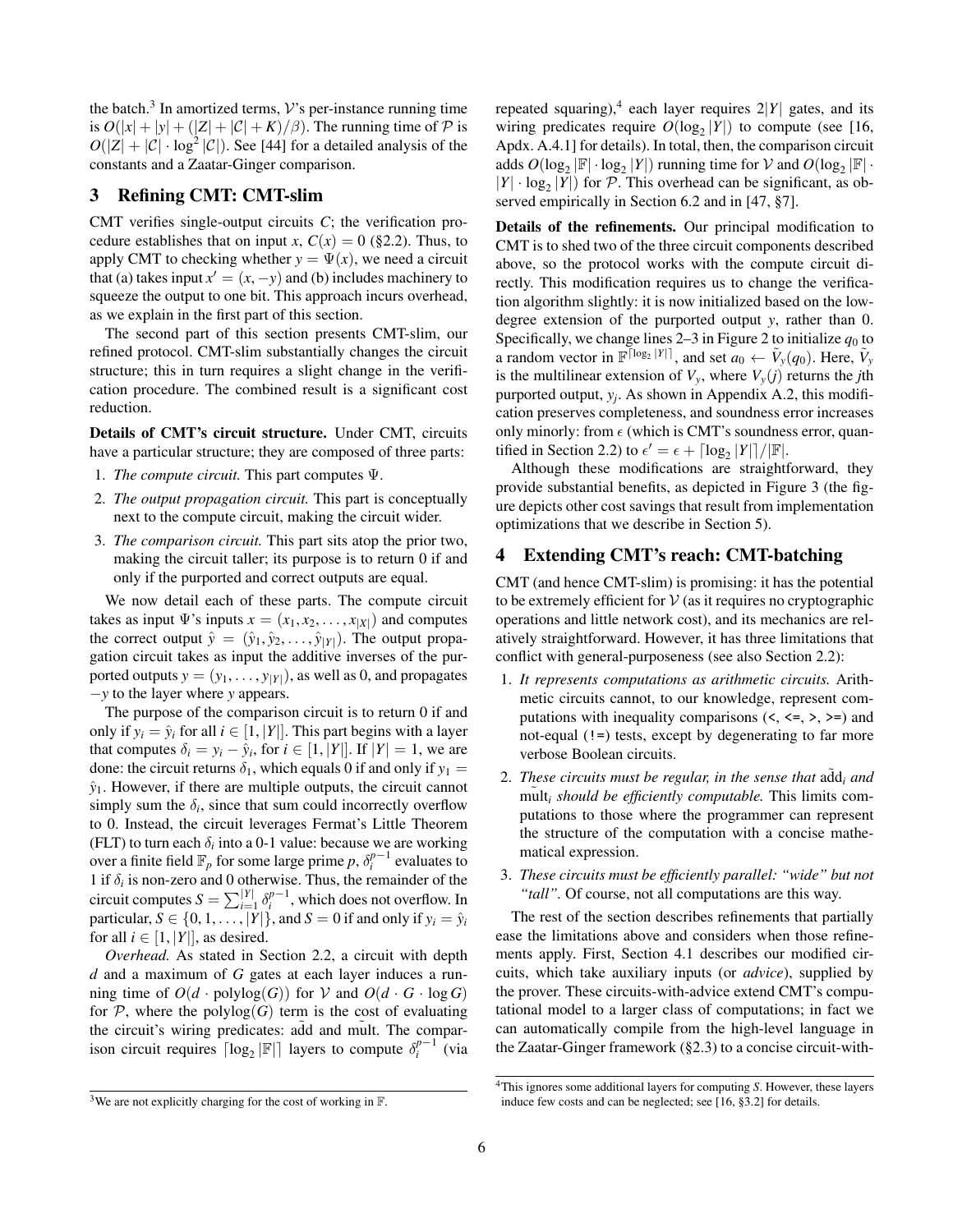the batch.[3] In amortized terms, $\mathcal{V}$'s per-instance running time is $O(|x|+|y|+(|Z|+|\mathcal{C}|+K)/\beta)$. The running time of $\mathcal{P}$ is $O(|Z|+|\mathcal{C}|\cdot\log^2|\mathcal{C}|)$. See [44] for a detailed analysis of the constants and a Zaatar-Ginger comparison.

## 3 Refining CMT: CMT-slim

CMT verifies single-output circuits $C$; the verification procedure establishes that on input $x$, $C(x) = 0$ (§2.2). Thus, to apply CMT to checking whether $y = \Psi(x)$, we need a circuit that (a) takes input $x' = (x, -y)$ and (b) includes machinery to squeeze the output to one bit. This approach incurs overhead, as we explain in the first part of this section.

The second part of this section presents CMT-slim, our refined protocol. CMT-slim substantially changes the circuit structure; this in turn requires a slight change in the verification procedure. The combined result is a significant cost reduction.

**Details of CMT's circuit structure.** Under CMT, circuits have a particular structure; they are composed of three parts:

1. *The compute circuit.* This part computes $\Psi$.
2. *The output propagation circuit.* This part is conceptually next to the compute circuit, making the circuit wider.
3. *The comparison circuit.* This part sits atop the prior two, making the circuit taller; its purpose is to return 0 if and only if the purported and correct outputs are equal.

We now detail each of these parts. The compute circuit takes as input $\Psi$'s inputs $x = (x_1, x_2, \ldots, x_{|X|})$ and computes the correct output $\hat{y} = (\hat{y}_1, \hat{y}_2, \ldots, \hat{y}_{|Y|})$. The output propagation circuit takes as input the additive inverses of the purported outputs $y = (y_1, \ldots, y_{|Y|})$, as well as 0, and propagates $-y$ to the layer where $y$ appears.

The purpose of the comparison circuit is to return 0 if and only if $y_i = \hat{y}_i$ for all $i \in [1, |Y|]$. This part begins with a layer that computes $\delta_i = y_i - \hat{y}_i$, for $i \in [1, |Y|]$. If $|Y| = 1$, we are done: the circuit returns $\delta_1$, which equals 0 if and only if $y_1 = \hat{y}_1$. However, if there are multiple outputs, the circuit cannot simply sum the $\delta_i$, since that sum could incorrectly overflow to 0. Instead, the circuit leverages Fermat's Little Theorem (FLT) to turn each $\delta_i$ into a 0-1 value: because we are working over a finite field $\mathbb{F}_p$ for some large prime $p$, $\delta_i^{p-1}$ evaluates to 1 if $\delta_i$ is non-zero and 0 otherwise. Thus, the remainder of the circuit computes $S = \sum_{i=1}^{|Y|} \delta_i^{p-1}$, which does not overflow. In particular, $S \in \{0, 1, \ldots, |Y|\}$, and $S = 0$ if and only if $y_i = \hat{y}_i$ for all $i \in [1, |Y|]$, as desired.

*Overhead.* As stated in Section 2.2, a circuit with depth $d$ and a maximum of $G$ gates at each layer induces a running time of $O(d \cdot \text{polylog}(G))$ for $\mathcal{V}$ and $O(d \cdot G \cdot \log G)$ for $\mathcal{P}$, where the polylog($G$) term is the cost of evaluating the circuit's wiring predicates: $\tilde{\text{add}}$ and $\tilde{\text{mult}}$. The comparison circuit requires $\lceil \log_2 |\mathbb{F}| \rceil$ layers to compute $\delta_i^{p-1}$ (via repeated squaring),[4] each layer requires $2|Y|$ gates, and its wiring predicates require $O(\log_2 |Y|)$ to compute (see [16, Apdx. A.4.1] for details). In total, then, the comparison circuit adds $O(\log_2 |\mathbb{F}| \cdot \log_2 |Y|)$ running time for $\mathcal{V}$ and $O(\log_2 |\mathbb{F}| \cdot |Y| \cdot \log_2 |Y|)$ for $\mathcal{P}$. This overhead can be significant, as observed empirically in Section 6.2 and in [47, §7].

**Details of the refinements.** Our principal modification to CMT is to shed two of the three circuit components described above, so the protocol works with the compute circuit directly. This modification requires us to change the verification algorithm slightly: it is now initialized based on the low-degree extension of the purported output $y$, rather than 0. Specifically, we change lines 2–3 in Figure 2 to initialize $q_0$ to a random vector in $\mathbb{F}^{\lceil \log_2 |Y| \rceil}$, and set $a_0 \leftarrow \tilde{V}_y(q_0)$. Here, $\tilde{V}_y$ is the multilinear extension of $V_y$, where $V_y(j)$ returns the $j$th purported output, $y_j$. As shown in Appendix A.2, this modification preserves completeness, and soundness error increases only minorly: from $\epsilon$ (which is CMT's soundness error, quantified in Section 2.2) to $\epsilon' = \epsilon + \lceil \log_2 |Y| \rceil / |\mathbb{F}|$.

Although these modifications are straightforward, they provide substantial benefits, as depicted in Figure 3 (the figure depicts other cost savings that result from implementation optimizations that we describe in Section 5).

## 4 Extending CMT's reach: CMT-batching

CMT (and hence CMT-slim) is promising: it has the potential to be extremely efficient for $\mathcal{V}$ (as it requires no cryptographic operations and little network cost), and its mechanics are relatively straightforward. However, it has three limitations that conflict with general-purposeness (see also Section 2.2):

1. *It represents computations as arithmetic circuits.* Arithmetic circuits cannot, to our knowledge, represent computations with inequality comparisons (`<`, `<=`, `>`, `>=`) and not-equal (`!=`) tests, except by degenerating to far more verbose Boolean circuits.
2. *These circuits must be regular, in the sense that* $\tilde{\text{add}}_i$ *and* $\tilde{\text{mult}}_i$ *should be efficiently computable.* This limits computations to those where the programmer can represent the structure of the computation with a concise mathematical expression.
3. *These circuits must be efficiently parallel: "wide" but not "tall".* Of course, not all computations are this way.

The rest of the section describes refinements that partially ease the limitations above and considers when those refinements apply. First, Section 4.1 describes our modified circuits, which take auxiliary inputs (or *advice*), supplied by the prover. These circuits-with-advice extend CMT's computational model to a larger class of computations; in fact we can automatically compile from the high-level language in the Zaatar-Ginger framework (§2.3) to a concise circuit-with-

[3] We are not explicitly charging for the cost of working in $\mathbb{F}$.

[4] This ignores some additional layers for computing $S$. However, these layers induce few costs and can be neglected; see [16, §3.2] for details.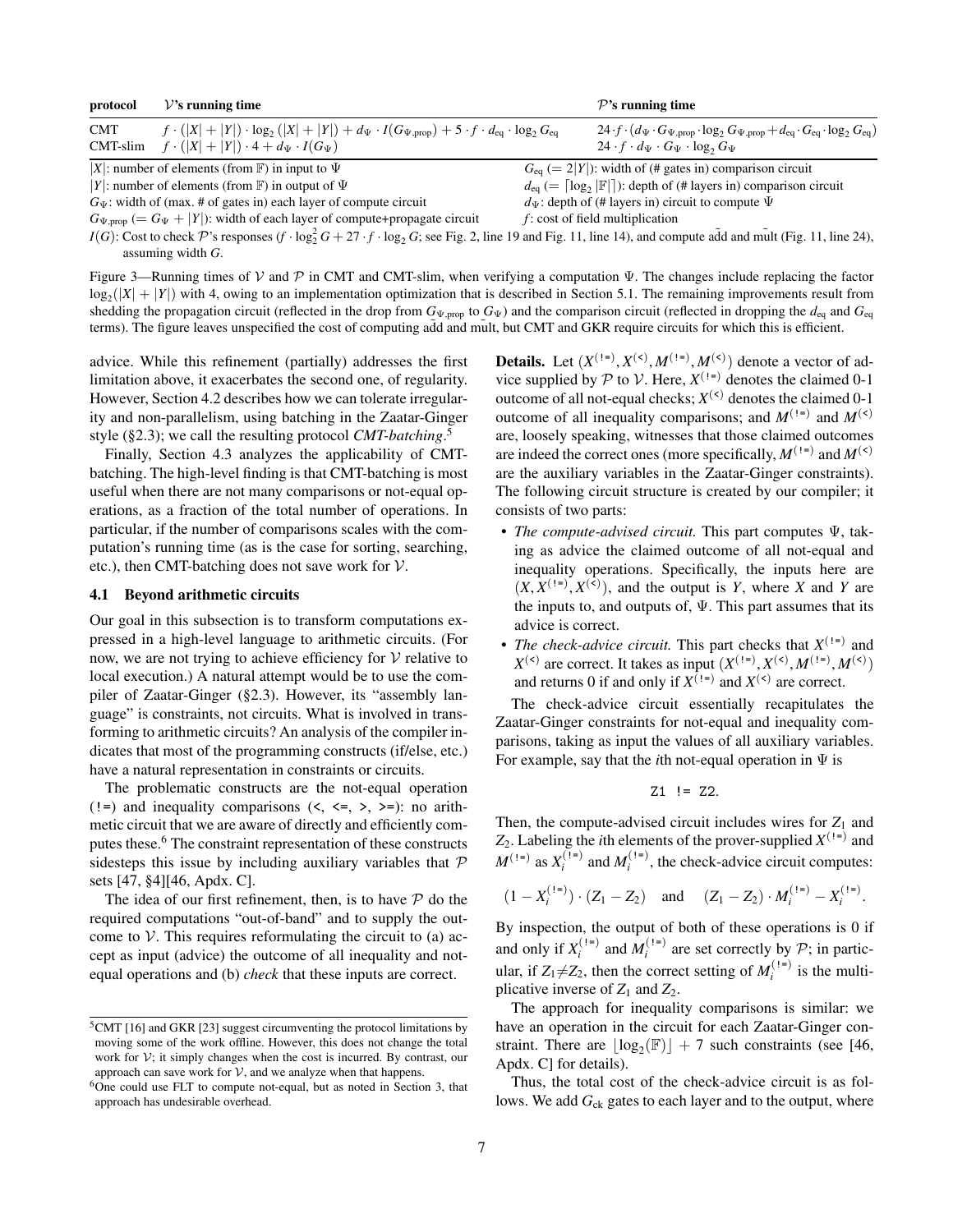| protocol | $\mathcal{V}$'s running time | $\mathcal{P}$'s running time |
|---|---|---|
| CMT | $f \cdot (\lvert X\rvert + \lvert Y\rvert) \cdot \log_2(\lvert X\rvert + \lvert Y\rvert) + d_\Psi \cdot I(G_{\Psi,\text{prop}}) + 5 \cdot f \cdot d_{\text{eq}} \cdot \log_2 G_{\text{eq}}$ | $24 \cdot f \cdot (d_\Psi \cdot G_{\Psi,\text{prop}} \cdot \log_2 G_{\Psi,\text{prop}} + d_{\text{eq}} \cdot G_{\text{eq}} \cdot \log_2 G_{\text{eq}})$ |
| CMT-slim | $f \cdot (\lvert X\rvert + \lvert Y\rvert) \cdot 4 + d_\Psi \cdot I(G_\Psi)$ | $24 \cdot f \cdot d_\Psi \cdot G_\Psi \cdot \log_2 G_\Psi$ |

$|X|$: number of elements (from $\mathbb{F}$) in input to $\Psi$
$|Y|$: number of elements (from $\mathbb{F}$) in output of $\Psi$
$G_\Psi$: width of (max. # of gates in) each layer of compute circuit
$G_{\Psi,\text{prop}}$ ($= G_\Psi + |Y|$): width of each layer of compute+propagate circuit
$G_{\text{eq}}$ ($= 2|Y|$): width of (# gates in) comparison circuit
$d_{\text{eq}}$ ($= \lceil \log_2 |\mathbb{F}| \rceil$): depth of (# layers in) comparison circuit
$d_\Psi$: depth of (# layers in) circuit to compute $\Psi$
$f$: cost of field multiplication
$I(G)$: Cost to check $\mathcal{P}$'s responses ($f \cdot \log_2^2 G + 27 \cdot f \cdot \log_2 G$; see Fig. 2, line 19 and Fig. 11, line 14), and compute $\tilde{\text{add}}$ and $\tilde{\text{mult}}$ (Fig. 11, line 24), assuming width $G$.

Figure 3—Running times of $\mathcal{V}$ and $\mathcal{P}$ in CMT and CMT-slim, when verifying a computation $\Psi$. The changes include replacing the factor $\log_2(|X| + |Y|)$ with 4, owing to an implementation optimization that is described in Section 5.1. The remaining improvements result from shedding the propagation circuit (reflected in the drop from $G_{\Psi,\text{prop}}$ to $G_\Psi$) and the comparison circuit (reflected in dropping the $d_{\text{eq}}$ and $G_{\text{eq}}$ terms). The figure leaves unspecified the cost of computing $\tilde{\text{add}}$ and $\tilde{\text{mult}}$, but CMT and GKR require circuits for which this is efficient.

advice. While this refinement (partially) addresses the first limitation above, it exacerbates the second one, of regularity. However, Section 4.2 describes how we can tolerate irregularity and non-parallelism, using batching in the Zaatar-Ginger style (§2.3); we call the resulting protocol *CMT-batching*.[5]

Finally, Section 4.3 analyzes the applicability of CMT-batching. The high-level finding is that CMT-batching is most useful when there are not many comparisons or not-equal operations, as a fraction of the total number of operations. In particular, if the number of comparisons scales with the computation's running time (as is the case for sorting, searching, etc.), then CMT-batching does not save work for $\mathcal{V}$.

### 4.1 Beyond arithmetic circuits

Our goal in this subsection is to transform computations expressed in a high-level language to arithmetic circuits. (For now, we are not trying to achieve efficiency for $\mathcal{V}$ relative to local execution.) A natural attempt would be to use the compiler of Zaatar-Ginger (§2.3). However, its "assembly language" is constraints, not circuits. What is involved in transforming to arithmetic circuits? An analysis of the compiler indicates that most of the programming constructs (if/else, etc.) have a natural representation in constraints or circuits.

The problematic constructs are the not-equal operation (`!=`) and inequality comparisons (`<`, `<=`, `>`, `>=`): no arithmetic circuit that we are aware of directly and efficiently computes these.[6] The constraint representation of these constructs sidesteps this issue by including auxiliary variables that $\mathcal{P}$ sets [47, §4][46, Apdx. C].

The idea of our first refinement, then, is to have $\mathcal{P}$ do the required computations "out-of-band" and to supply the outcome to $\mathcal{V}$. This requires reformulating the circuit to (a) accept as input (advice) the outcome of all inequality and not-equal operations and (b) *check* that these inputs are correct.

**Details.** Let $(X^{(!=)}, X^{(<)}, M^{(!=)}, M^{(<)})$ denote a vector of advice supplied by $\mathcal{P}$ to $\mathcal{V}$. Here, $X^{(!=)}$ denotes the claimed 0-1 outcome of all not-equal checks; $X^{(<)}$ denotes the claimed 0-1 outcome of all inequality comparisons; and $M^{(!=)}$ and $M^{(<)}$ are, loosely speaking, witnesses that those claimed outcomes are indeed the correct ones (more specifically, $M^{(!=)}$ and $M^{(<)}$ are the auxiliary variables in the Zaatar-Ginger constraints). The following circuit structure is created by our compiler; it consists of two parts:

- *The compute-advised circuit.* This part computes $\Psi$, taking as advice the claimed outcome of all not-equal and inequality operations. Specifically, the inputs here are $(X, X^{(!=)}, X^{(<)})$, and the output is $Y$, where $X$ and $Y$ are the inputs to, and outputs of, $\Psi$. This part assumes that its advice is correct.
- *The check-advice circuit.* This part checks that $X^{(!=)}$ and $X^{(<)}$ are correct. It takes as input $(X^{(!=)}, X^{(<)}, M^{(!=)}, M^{(<)})$ and returns 0 if and only if $X^{(!=)}$ and $X^{(<)}$ are correct.

The check-advice circuit essentially recapitulates the Zaatar-Ginger constraints for not-equal and inequality comparisons, taking as input the values of all auxiliary variables. For example, say that the $i$th not-equal operation in $\Psi$ is

```
Z1 != Z2.
```

Then, the compute-advised circuit includes wires for $Z_1$ and $Z_2$. Labeling the $i$th elements of the prover-supplied $X^{(!=)}$ and $M^{(!=)}$ as $X_i^{(!=)}$ and $M_i^{(!=)}$, the check-advice circuit computes:

$$(1 - X_i^{(!=)}) \cdot (Z_1 - Z_2) \quad \text{and} \quad (Z_1 - Z_2) \cdot M_i^{(!=)} - X_i^{(!=)}.$$

By inspection, the output of both of these operations is 0 if and only if $X_i^{(!=)}$ and $M_i^{(!=)}$ are set correctly by $\mathcal{P}$; in particular, if $Z_1 \neq Z_2$, then the correct setting of $M_i^{(!=)}$ is the multiplicative inverse of $Z_1$ and $Z_2$.

The approach for inequality comparisons is similar: we have an operation in the circuit for each Zaatar-Ginger constraint. There are $\lfloor \log_2(\mathbb{F}) \rfloor + 7$ such constraints (see [46, Apdx. C] for details).

Thus, the total cost of the check-advice circuit is as follows. We add $G_{\text{ck}}$ gates to each layer and to the output, where

[5] CMT [16] and GKR [23] suggest circumventing the protocol limitations by moving some of the work offline. However, this does not change the total work for $\mathcal{V}$; it simply changes when the cost is incurred. By contrast, our approach can save work for $\mathcal{V}$, and we analyze when that happens.

[6] One could use FLT to compute not-equal, but as noted in Section 3, that approach has undesirable overhead.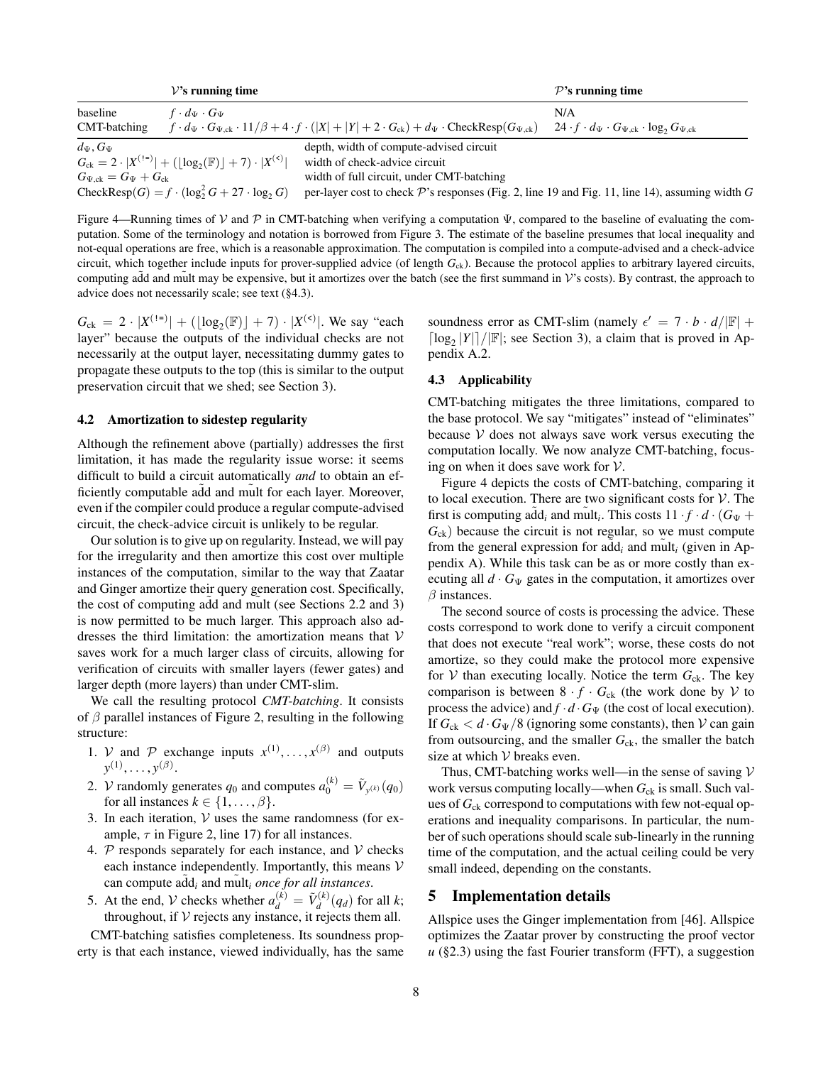| | $\mathcal{V}$'s running time | $\mathcal{P}$'s running time |
|---|---|---|
| baseline | $f \cdot d_\Psi \cdot G_\Psi$ | N/A |
| CMT-batching | $f \cdot d_\Psi \cdot G_{\Psi,\text{ck}} \cdot 11/\beta + 4 \cdot f \cdot (\lvert X \rvert + \lvert Y \rvert + 2 \cdot G_{\text{ck}}) + d_\Psi \cdot \text{CheckResp}(G_{\Psi,\text{ck}})$ | $24 \cdot f \cdot d_\Psi \cdot G_{\Psi,\text{ck}} \cdot \log_2 G_{\Psi,\text{ck}}$ |

| | |
|---|---|
| $d_\Psi, G_\Psi$ | depth, width of compute-advised circuit |
| $G_{\text{ck}} = 2 \cdot \lvert X^{(\texttt{!=})} \rvert + (\lfloor \log_2(\mathbb{F}) \rfloor + 7) \cdot \lvert X^{(\texttt{<})} \rvert$ | width of check-advice circuit |
| $G_{\Psi,\text{ck}} = G_\Psi + G_{\text{ck}}$ | width of full circuit, under CMT-batching |
| $\text{CheckResp}(G) = f \cdot (\log_2^2 G + 27 \cdot \log_2 G)$ | per-layer cost to check $\mathcal{P}$'s responses (Fig. 2, line 19 and Fig. 11, line 14), assuming width $G$ |

Figure 4—Running times of $\mathcal{V}$ and $\mathcal{P}$ in CMT-batching when verifying a computation $\Psi$, compared to the baseline of evaluating the computation. Some of the terminology and notation is borrowed from Figure 3. The estimate of the baseline presumes that local inequality and not-equal operations are free, which is a reasonable approximation. The computation is compiled into a compute-advised and a check-advice circuit, which together include inputs for prover-supplied advice (of length $G_{\text{ck}}$). Because the protocol applies to arbitrary layered circuits, computing $\tilde{\text{add}}$ and $\tilde{\text{mult}}$ may be expensive, but it amortizes over the batch (see the first summand in $\mathcal{V}$'s costs). By contrast, the approach to advice does not necessarily scale; see text (§4.3).

$G_{\text{ck}} = 2 \cdot \lvert X^{(\texttt{!=})} \rvert + (\lfloor \log_2(\mathbb{F}) \rfloor + 7) \cdot \lvert X^{(\texttt{<})} \rvert$. We say "each layer" because the outputs of the individual checks are not necessarily at the output layer, necessitating dummy gates to propagate these outputs to the top (this is similar to the output preservation circuit that we shed; see Section 3).

### 4.2 Amortization to sidestep regularity

Although the refinement above (partially) addresses the first limitation, it has made the regularity issue worse: it seems difficult to build a circuit automatically *and* to obtain an efficiently computable $\tilde{\text{add}}$ and $\tilde{\text{mult}}$ for each layer. Moreover, even if the compiler could produce a regular compute-advised circuit, the check-advice circuit is unlikely to be regular.

Our solution is to give up on regularity. Instead, we will pay for the irregularity and then amortize this cost over multiple instances of the computation, similar to the way that Zaatar and Ginger amortize their query generation cost. Specifically, the cost of computing $\tilde{\text{add}}$ and $\tilde{\text{mult}}$ (see Sections 2.2 and 3) is now permitted to be much larger. This approach also addresses the third limitation: the amortization means that $\mathcal{V}$ saves work for a much larger class of circuits, allowing for verification of circuits with smaller layers (fewer gates) and larger depth (more layers) than under CMT-slim.

We call the resulting protocol *CMT-batching*. It consists of $\beta$ parallel instances of Figure 2, resulting in the following structure:

1. $\mathcal{V}$ and $\mathcal{P}$ exchange inputs $x^{(1)}, \ldots, x^{(\beta)}$ and outputs $y^{(1)}, \ldots, y^{(\beta)}$.
2. $\mathcal{V}$ randomly generates $q_0$ and computes $a_0^{(k)} = \tilde{V}_{y^{(k)}}(q_0)$ for all instances $k \in \{1, \ldots, \beta\}$.
3. In each iteration, $\mathcal{V}$ uses the same randomness (for example, $\tau$ in Figure 2, line 17) for all instances.
4. $\mathcal{P}$ responds separately for each instance, and $\mathcal{V}$ checks each instance independently. Importantly, this means $\mathcal{V}$ can compute $\tilde{\text{add}}_i$ and $\tilde{\text{mult}}_i$ *once for all instances*.
5. At the end, $\mathcal{V}$ checks whether $a_d^{(k)} = \tilde{V}_d^{(k)}(q_d)$ for all $k$; throughout, if $\mathcal{V}$ rejects any instance, it rejects them all.

CMT-batching satisfies completeness. Its soundness property is that each instance, viewed individually, has the same soundness error as CMT-slim (namely $\epsilon' = 7 \cdot b \cdot d/\lvert\mathbb{F}\rvert + \lceil \log_2 \lvert Y \rvert \rceil / \lvert\mathbb{F}\rvert$; see Section 3), a claim that is proved in Appendix A.2.

### 4.3 Applicability

CMT-batching mitigates the three limitations, compared to the base protocol. We say "mitigates" instead of "eliminates" because $\mathcal{V}$ does not always save work versus executing the computation locally. We now analyze CMT-batching, focusing on when it does save work for $\mathcal{V}$.

Figure 4 depicts the costs of CMT-batching, comparing it to local execution. There are two significant costs for $\mathcal{V}$. The first is computing $\tilde{\text{add}}_i$ and $\tilde{\text{mult}}_i$. This costs $11 \cdot f \cdot d \cdot (G_\Psi + G_{\text{ck}})$ because the circuit is not regular, so we must compute from the general expression for $\tilde{\text{add}}_i$ and $\tilde{\text{mult}}_i$ (given in Appendix A). While this task can be as or more costly than executing all $d \cdot G_\Psi$ gates in the computation, it amortizes over $\beta$ instances.

The second source of costs is processing the advice. These costs correspond to work done to verify a circuit component that does not execute "real work"; worse, these costs do not amortize, so they could make the protocol more expensive for $\mathcal{V}$ than executing locally. Notice the term $G_{\text{ck}}$. The key comparison is between $8 \cdot f \cdot G_{\text{ck}}$ (the work done by $\mathcal{V}$ to process the advice) and $f \cdot d \cdot G_\Psi$ (the cost of local execution). If $G_{\text{ck}} < d \cdot G_\Psi / 8$ (ignoring some constants), then $\mathcal{V}$ can gain from outsourcing, and the smaller $G_{\text{ck}}$, the smaller the batch size at which $\mathcal{V}$ breaks even.

Thus, CMT-batching works well—in the sense of saving $\mathcal{V}$ work versus computing locally—when $G_{\text{ck}}$ is small. Such values of $G_{\text{ck}}$ correspond to computations with few not-equal operations and inequality comparisons. In particular, the number of such operations should scale sub-linearly in the running time of the computation, and the actual ceiling could be very small indeed, depending on the constants.

## 5 Implementation details

Allspice uses the Ginger implementation from [46]. Allspice optimizes the Zaatar prover by constructing the proof vector $u$ (§2.3) using the fast Fourier transform (FFT), a suggestion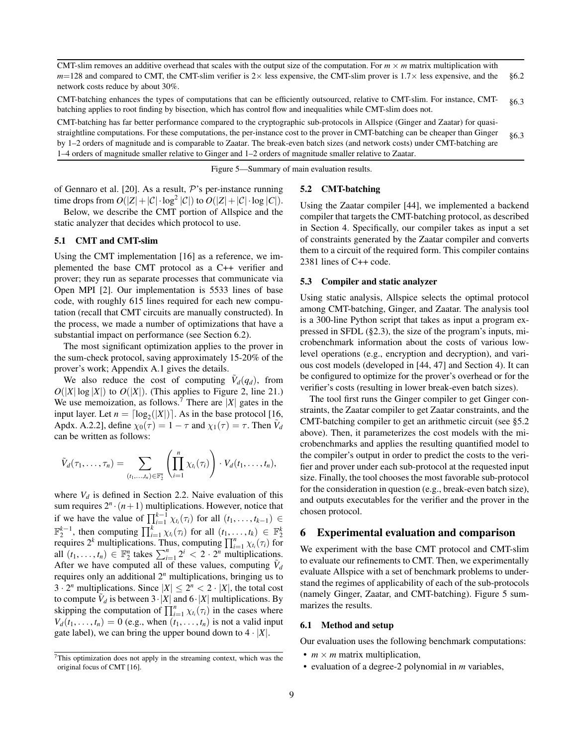| | |
|---|---|
| CMT-slim removes an additive overhead that scales with the output size of the computation. For $m \times m$ matrix multiplication with $m$=128 and compared to CMT, the CMT-slim verifier is 2× less expensive, the CMT-slim prover is 1.7× less expensive, and the network costs reduce by about 30%. | §6.2 |
| CMT-batching enhances the types of computations that can be efficiently outsourced, relative to CMT-slim. For instance, CMT-batching applies to root finding by bisection, which has control flow and inequalities while CMT-slim does not. | §6.3 |
| CMT-batching has far better performance compared to the cryptographic sub-protocols in Allspice (Ginger and Zaatar) for quasi-straightline computations. For these computations, the per-instance cost to the prover in CMT-batching can be cheaper than Ginger by 1–2 orders of magnitude and is comparable to Zaatar. The break-even batch sizes (and network costs) under CMT-batching are 1–4 orders of magnitude smaller relative to Ginger and 1–2 orders of magnitude smaller relative to Zaatar. | §6.3 |

Figure 5—Summary of main evaluation results.

of Gennaro et al. [20]. As a result, $\mathcal{P}$'s per-instance running time drops from $O(|Z|+|\mathcal{C}|\cdot\log^2|\mathcal{C}|)$ to $O(|Z|+|\mathcal{C}|\cdot\log|C|)$.

Below, we describe the CMT portion of Allspice and the static analyzer that decides which protocol to use.

### 5.1 CMT and CMT-slim

Using the CMT implementation [16] as a reference, we implemented the base CMT protocol as a C++ verifier and prover; they run as separate processes that communicate via Open MPI [2]. Our implementation is 5533 lines of base code, with roughly 615 lines required for each new computation (recall that CMT circuits are manually constructed). In the process, we made a number of optimizations that have a substantial impact on performance (see Section 6.2).

The most significant optimization applies to the prover in the sum-check protocol, saving approximately 15-20% of the prover's work; Appendix A.1 gives the details.

We also reduce the cost of computing $\tilde{V}_d(q_d)$, from $O(|X|\log|X|)$ to $O(|X|)$. (This applies to Figure 2, line 21.) We use memoization, as follows.[7] There are $|X|$ gates in the input layer. Let $n=\lceil\log_2(|X|)\rceil$. As in the base protocol [16, Apdx. A.2.2], define $\chi_0(\tau)=1-\tau$ and $\chi_1(\tau)=\tau$. Then $\tilde{V}_d$ can be written as follows:

$$\tilde{V}_d(\tau_1,\ldots,\tau_n)=\sum_{(t_1,\ldots,t_n)\in\mathbb{F}_2^n}\left(\prod_{i=1}^{n}\chi_{t_i}(\tau_i)\right)\cdot V_d(t_1,\ldots,t_n),$$

where $V_d$ is defined in Section 2.2. Naive evaluation of this sum requires $2^n\cdot(n+1)$ multiplications. However, notice that if we have the value of $\prod_{i=1}^{k-1}\chi_{t_i}(\tau_i)$ for all $(t_1,\ldots,t_{k-1})\in\mathbb{F}_2^{k-1}$, then computing $\prod_{i=1}^{k}\chi_{t_i}(\tau_i)$ for all $(t_1,\ldots,t_k)\in\mathbb{F}_2^k$ requires $2^k$ multiplications. Thus, computing $\prod_{i=1}^{n}\chi_{t_i}(\tau_i)$ for all $(t_1,\ldots,t_n)\in\mathbb{F}_2^n$ takes $\sum_{i=1}^{n}2^i<2\cdot2^n$ multiplications. After we have computed all of these values, computing $\tilde{V}_d$ requires only an additional $2^n$ multiplications, bringing us to $3\cdot2^n$ multiplications. Since $|X|\le2^n<2\cdot|X|$, the total cost to compute $\tilde{V}_d$ is between $3\cdot|X|$ and $6\cdot|X|$ multiplications. By skipping the computation of $\prod_{i=1}^{n}\chi_{t_i}(\tau_i)$ in the cases where $V_d(t_1,\ldots,t_n)=0$ (e.g., when $(t_1,\ldots,t_n)$ is not a valid input gate label), we can bring the upper bound down to $4\cdot|X|$.

[7] This optimization does not apply in the streaming context, which was the original focus of CMT [16].

### 5.2 CMT-batching

Using the Zaatar compiler [44], we implemented a backend compiler that targets the CMT-batching protocol, as described in Section 4. Specifically, our compiler takes as input a set of constraints generated by the Zaatar compiler and converts them to a circuit of the required form. This compiler contains 2381 lines of C++ code.

### 5.3 Compiler and static analyzer

Using static analysis, Allspice selects the optimal protocol among CMT-batching, Ginger, and Zaatar. The analysis tool is a 300-line Python script that takes as input a program expressed in SFDL (§2.3), the size of the program's inputs, microbenchmark information about the costs of various low-level operations (e.g., encryption and decryption), and various cost models (developed in [44, 47] and Section 4). It can be configured to optimize for the prover's overhead or for the verifier's costs (resulting in lower break-even batch sizes).

The tool first runs the Ginger compiler to get Ginger constraints, the Zaatar compiler to get Zaatar constraints, and the CMT-batching compiler to get an arithmetic circuit (see §5.2 above). Then, it parameterizes the cost models with the microbenchmarks and applies the resulting quantified model to the compiler's output in order to predict the costs to the verifier and prover under each sub-protocol at the requested input size. Finally, the tool chooses the most favorable sub-protocol for the consideration in question (e.g., break-even batch size), and outputs executables for the verifier and the prover in the chosen protocol.

## 6 Experimental evaluation and comparison

We experiment with the base CMT protocol and CMT-slim to evaluate our refinements to CMT. Then, we experimentally evaluate Allspice with a set of benchmark problems to understand the regimes of applicability of each of the sub-protocols (namely Ginger, Zaatar, and CMT-batching). Figure 5 summarizes the results.

### 6.1 Method and setup

Our evaluation uses the following benchmark computations:

- $m\times m$ matrix multiplication,
- evaluation of a degree-2 polynomial in $m$ variables,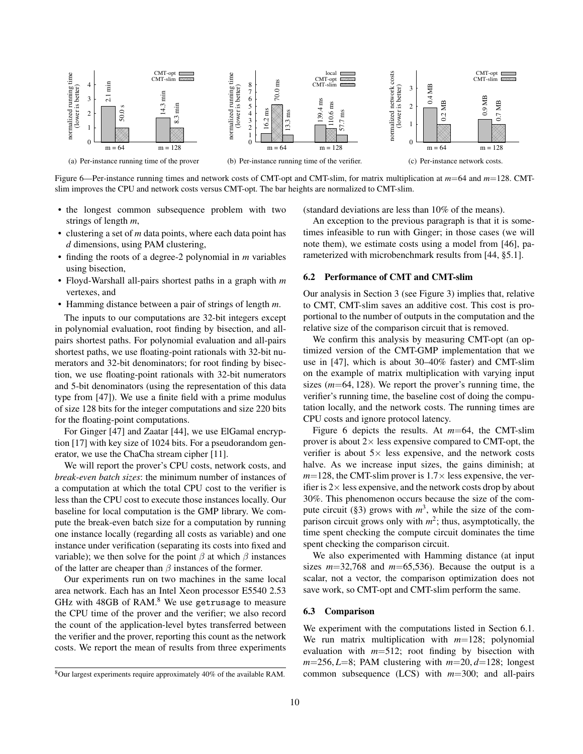(a) Per-instance running time of the prover

(b) Per-instance running time of the verifier.

(c) Per-instance network costs.

Figure 6—Per-instance running times and network costs of CMT-opt and CMT-slim, for matrix multiplication at $m$=64 and $m$=128. CMT-slim improves the CPU and network costs versus CMT-opt. The bar heights are normalized to CMT-slim.

- the longest common subsequence problem with two strings of length $m$,
- clustering a set of $m$ data points, where each data point has $d$ dimensions, using PAM clustering,
- finding the roots of a degree-2 polynomial in $m$ variables using bisection,
- Floyd-Warshall all-pairs shortest paths in a graph with $m$ vertexes, and
- Hamming distance between a pair of strings of length $m$.

The inputs to our computations are 32-bit integers except in polynomial evaluation, root finding by bisection, and all-pairs shortest paths. For polynomial evaluation and all-pairs shortest paths, we use floating-point rationals with 32-bit numerators and 32-bit denominators; for root finding by bisection, we use floating-point rationals with 32-bit numerators and 5-bit denominators (using the representation of this data type from [47]). We use a finite field with a prime modulus of size 128 bits for the integer computations and size 220 bits for the floating-point computations.

For Ginger [47] and Zaatar [44], we use ElGamal encryption [17] with key size of 1024 bits. For a pseudorandom generator, we use the ChaCha stream cipher [11].

We will report the prover's CPU costs, network costs, and *break-even batch sizes*: the minimum number of instances of a computation at which the total CPU cost to the verifier is less than the CPU cost to execute those instances locally. Our baseline for local computation is the GMP library. We compute the break-even batch size for a computation by running one instance locally (regarding all costs as variable) and one instance under verification (separating its costs into fixed and variable); we then solve for the point $\beta$ at which $\beta$ instances of the latter are cheaper than $\beta$ instances of the former.

Our experiments run on two machines in the same local area network. Each has an Intel Xeon processor E5540 2.53 GHz with 48GB of RAM.[8] We use `getrusage` to measure the CPU time of the prover and the verifier; we also record the count of the application-level bytes transferred between the verifier and the prover, reporting this count as the network costs. We report the mean of results from three experiments (standard deviations are less than 10% of the means).

An exception to the previous paragraph is that it is sometimes infeasible to run with Ginger; in those cases (we will note them), we estimate costs using a model from [46], parameterized with microbenchmark results from [44, §5.1].

### 6.2 Performance of CMT and CMT-slim

Our analysis in Section 3 (see Figure 3) implies that, relative to CMT, CMT-slim saves an additive cost. This cost is proportional to the number of outputs in the computation and the relative size of the comparison circuit that is removed.

We confirm this analysis by measuring CMT-opt (an optimized version of the CMT-GMP implementation that we use in [47], which is about 30–40% faster) and CMT-slim on the example of matrix multiplication with varying input sizes ($m$=64, 128). We report the prover's running time, the verifier's running time, the baseline cost of doing the computation locally, and the network costs. The running times are CPU costs and ignore protocol latency.

Figure 6 depicts the results. At $m$=64, the CMT-slim prover is about 2× less expensive compared to CMT-opt, the verifier is about 5× less expensive, and the network costs halve. As we increase input sizes, the gains diminish; at $m$=128, the CMT-slim prover is 1.7× less expensive, the verifier is 2× less expensive, and the network costs drop by about 30%. This phenomenon occurs because the size of the compute circuit (§3) grows with $m^3$, while the size of the comparison circuit grows only with $m^2$; thus, asymptotically, the time spent checking the compute circuit dominates the time spent checking the comparison circuit.

We also experimented with Hamming distance (at input sizes $m$=32,768 and $m$=65,536). Because the output is a scalar, not a vector, the comparison optimization does not save work, so CMT-opt and CMT-slim perform the same.

### 6.3 Comparison

We experiment with the computations listed in Section 6.1. We run matrix multiplication with $m$=128; polynomial evaluation with $m$=512; root finding by bisection with $m$=256, $L$=8; PAM clustering with $m$=20, $d$=128; longest common subsequence (LCS) with $m$=300; and all-pairs

[8] Our largest experiments require approximately 40% of the available RAM.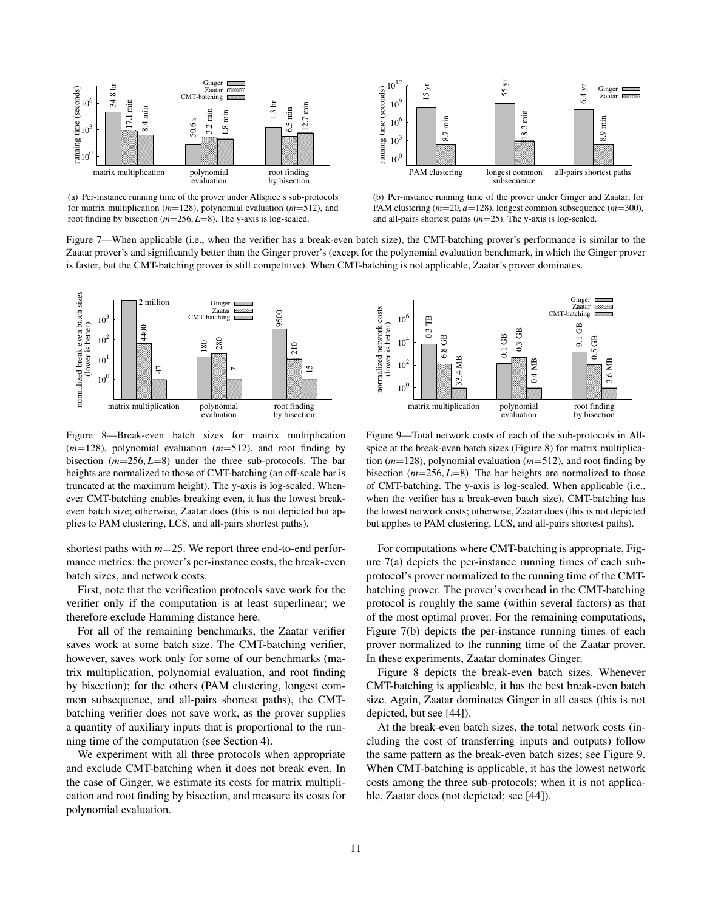(a) Per-instance running time of the prover under Allspice's sub-protocols for matrix multiplication ($m$=128), polynomial evaluation ($m$=512), and root finding by bisection ($m$=256, $L$=8). The y-axis is log-scaled.

(b) Per-instance running time of the prover under Ginger and Zaatar, for PAM clustering ($m$=20, $d$=128), longest common subsequence ($m$=300), and all-pairs shortest paths ($m$=25). The y-axis is log-scaled.

Figure 7—When applicable (i.e., when the verifier has a break-even batch size), the CMT-batching prover's performance is similar to the Zaatar prover's and significantly better than the Ginger prover's (except for the polynomial evaluation benchmark, in which the Ginger prover is faster, but the CMT-batching prover is still competitive). When CMT-batching is not applicable, Zaatar's prover dominates.

Figure 8—Break-even batch sizes for matrix multiplication ($m$=128), polynomial evaluation ($m$=512), and root finding by bisection ($m$=256, $L$=8) under the three sub-protocols. The bar heights are normalized to those of CMT-batching (an off-scale bar is truncated at the maximum height). The y-axis is log-scaled. Whenever CMT-batching enables breaking even, it has the lowest break-even batch size; otherwise, Zaatar does (this is not depicted but applies to PAM clustering, LCS, and all-pairs shortest paths).

Figure 9—Total network costs of each of the sub-protocols in Allspice at the break-even batch sizes (Figure 8) for matrix multiplication ($m$=128), polynomial evaluation ($m$=512), and root finding by bisection ($m$=256, $L$=8). The bar heights are normalized to those of CMT-batching. The y-axis is log-scaled. When applicable (i.e., when the verifier has a break-even batch size), CMT-batching has the lowest network costs; otherwise, Zaatar does (this is not depicted but applies to PAM clustering, LCS, and all-pairs shortest paths).

shortest paths with $m$=25. We report three end-to-end performance metrics: the prover's per-instance costs, the break-even batch sizes, and network costs.

First, note that the verification protocols save work for the verifier only if the computation is at least superlinear; we therefore exclude Hamming distance here.

For all of the remaining benchmarks, the Zaatar verifier saves work at some batch size. The CMT-batching verifier, however, saves work only for some of our benchmarks (matrix multiplication, polynomial evaluation, and root finding by bisection); for the others (PAM clustering, longest common subsequence, and all-pairs shortest paths), the CMT-batching verifier does not save work, as the prover supplies a quantity of auxiliary inputs that is proportional to the running time of the computation (see Section 4).

We experiment with all three protocols when appropriate and exclude CMT-batching when it does not break even. In the case of Ginger, we estimate its costs for matrix multiplication and root finding by bisection, and measure its costs for polynomial evaluation.

For computations where CMT-batching is appropriate, Figure 7(a) depicts the per-instance running times of each sub-protocol's prover normalized to the running time of the CMT-batching prover. The prover's overhead in the CMT-batching protocol is roughly the same (within several factors) as that of the most optimal prover. For the remaining computations, Figure 7(b) depicts the per-instance running times of each prover normalized to the running time of the Zaatar prover. In these experiments, Zaatar dominates Ginger.

Figure 8 depicts the break-even batch sizes. Whenever CMT-batching is applicable, it has the best break-even batch size. Again, Zaatar dominates Ginger in all cases (this is not depicted, but see [44]).

At the break-even batch sizes, the total network costs (including the cost of transferring inputs and outputs) follow the same pattern as the break-even batch sizes; see Figure 9. When CMT-batching is applicable, it has the lowest network costs among the three sub-protocols; when it is not applicable, Zaatar does (not depicted; see [44]).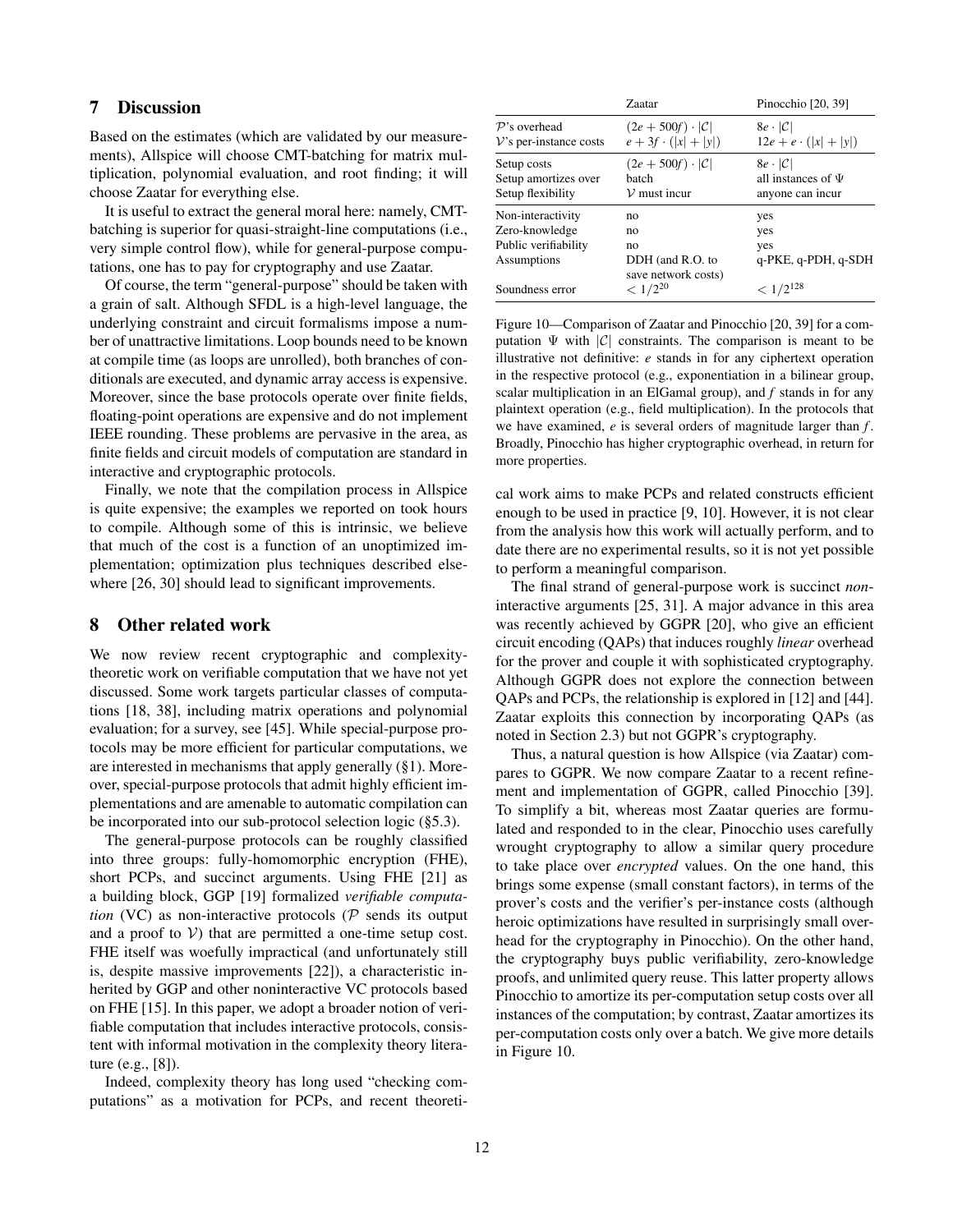## 7 Discussion

Based on the estimates (which are validated by our measurements), Allspice will choose CMT-batching for matrix multiplication, polynomial evaluation, and root finding; it will choose Zaatar for everything else.

It is useful to extract the general moral here: namely, CMT-batching is superior for quasi-straight-line computations (i.e., very simple control flow), while for general-purpose computations, one has to pay for cryptography and use Zaatar.

Of course, the term "general-purpose" should be taken with a grain of salt. Although SFDL is a high-level language, the underlying constraint and circuit formalisms impose a number of unattractive limitations. Loop bounds need to be known at compile time (as loops are unrolled), both branches of conditionals are executed, and dynamic array access is expensive. Moreover, since the base protocols operate over finite fields, floating-point operations are expensive and do not implement IEEE rounding. These problems are pervasive in the area, as finite fields and circuit models of computation are standard in interactive and cryptographic protocols.

Finally, we note that the compilation process in Allspice is quite expensive; the examples we reported on took hours to compile. Although some of this is intrinsic, we believe that much of the cost is a function of an unoptimized implementation; optimization plus techniques described elsewhere [26, 30] should lead to significant improvements.

## 8 Other related work

We now review recent cryptographic and complexity-theoretic work on verifiable computation that we have not yet discussed. Some work targets particular classes of computations [18, 38], including matrix operations and polynomial evaluation; for a survey, see [45]. While special-purpose protocols may be more efficient for particular computations, we are interested in mechanisms that apply generally (§1). Moreover, special-purpose protocols that admit highly efficient implementations and are amenable to automatic compilation can be incorporated into our sub-protocol selection logic (§5.3).

The general-purpose protocols can be roughly classified into three groups: fully-homomorphic encryption (FHE), short PCPs, and succinct arguments. Using FHE [21] as a building block, GGP [19] formalized *verifiable computation* (VC) as non-interactive protocols ($\mathcal{P}$ sends its output and a proof to $\mathcal{V}$) that are permitted a one-time setup cost. FHE itself was woefully impractical (and unfortunately still is, despite massive improvements [22]), a characteristic inherited by GGP and other noninteractive VC protocols based on FHE [15]. In this paper, we adopt a broader notion of verifiable computation that includes interactive protocols, consistent with informal motivation in the complexity theory literature (e.g., [8]).

Indeed, complexity theory has long used "checking computations" as a motivation for PCPs, and recent theoretical work aims to make PCPs and related constructs efficient enough to be used in practice [9, 10]. However, it is not clear from the analysis how this work will actually perform, and to date there are no experimental results, so it is not yet possible to perform a meaningful comparison.

The final strand of general-purpose work is succinct *non*-interactive arguments [25, 31]. A major advance in this area was recently achieved by GGPR [20], who give an efficient circuit encoding (QAPs) that induces roughly *linear* overhead for the prover and couple it with sophisticated cryptography. Although GGPR does not explore the connection between QAPs and PCPs, the relationship is explored in [12] and [44]. Zaatar exploits this connection by incorporating QAPs (as noted in Section 2.3) but not GGPR's cryptography.

Thus, a natural question is how Allspice (via Zaatar) compares to GGPR. We now compare Zaatar to a recent refinement and implementation of GGPR, called Pinocchio [39]. To simplify a bit, whereas most Zaatar queries are formulated and responded to in the clear, Pinocchio uses carefully wrought cryptography to allow a similar query procedure to take place over *encrypted* values. On the one hand, this brings some expense (small constant factors), in terms of the prover's costs and the verifier's per-instance costs (although heroic optimizations have resulted in surprisingly small overhead for the cryptography in Pinocchio). On the other hand, the cryptography buys public verifiability, zero-knowledge proofs, and unlimited query reuse. This latter property allows Pinocchio to amortize its per-computation setup costs over all instances of the computation; by contrast, Zaatar amortizes its per-computation costs only over a batch. We give more details in Figure 10.

| | Zaatar | Pinocchio [20, 39] |
|---|---|---|
| $\mathcal{P}$'s overhead | $(2e + 500f) \cdot \lvert\mathcal{C}\rvert$ | $8e \cdot \lvert\mathcal{C}\rvert$ |
| $\mathcal{V}$'s per-instance costs | $e + 3f \cdot (\lvert x\rvert + \lvert y\rvert)$ | $12e + e \cdot (\lvert x\rvert + \lvert y\rvert)$ |
| Setup costs | $(2e + 500f) \cdot \lvert\mathcal{C}\rvert$ | $8e \cdot \lvert\mathcal{C}\rvert$ |
| Setup amortizes over | batch | all instances of $\Psi$ |
| Setup flexibility | $\mathcal{V}$ must incur | anyone can incur |
| Non-interactivity | no | yes |
| Zero-knowledge | no | yes |
| Public verifiability | no | yes |
| Assumptions | DDH (and R.O. to save network costs) | q-PKE, q-PDH, q-SDH |
| Soundness error | $< 1/2^{20}$ | $< 1/2^{128}$ |

Figure 10—Comparison of Zaatar and Pinocchio [20, 39] for a computation $\Psi$ with $|\mathcal{C}|$ constraints. The comparison is meant to be illustrative not definitive: $e$ stands in for any ciphertext operation in the respective protocol (e.g., exponentiation in a bilinear group, scalar multiplication in an ElGamal group), and $f$ stands in for any plaintext operation (e.g., field multiplication). In the protocols that we have examined, $e$ is several orders of magnitude larger than $f$. Broadly, Pinocchio has higher cryptographic overhead, in return for more properties.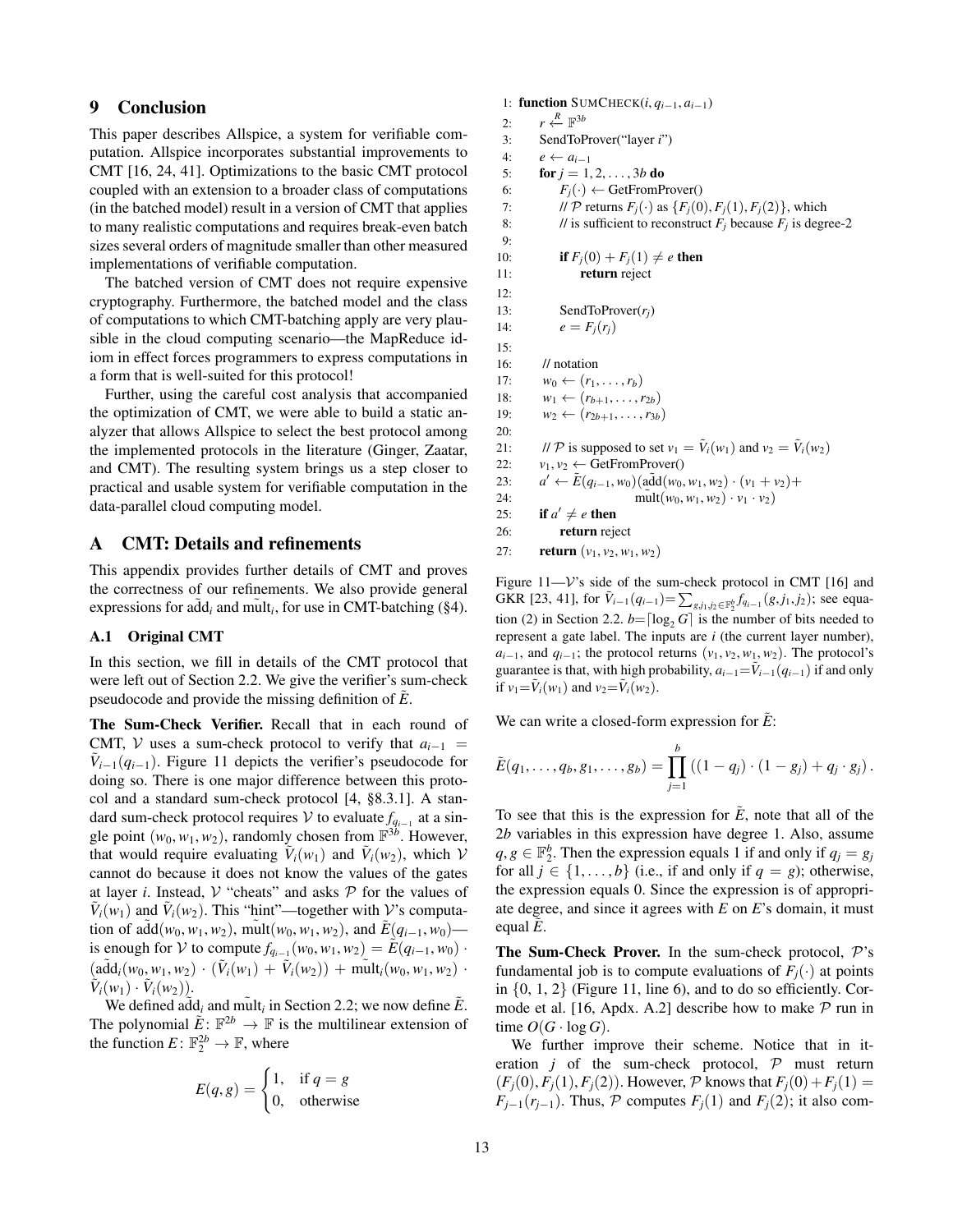## 9 Conclusion

This paper describes Allspice, a system for verifiable computation. Allspice incorporates substantial improvements to CMT [16, 24, 41]. Optimizations to the basic CMT protocol coupled with an extension to a broader class of computations (in the batched model) result in a version of CMT that applies to many realistic computations and requires break-even batch sizes several orders of magnitude smaller than other measured implementations of verifiable computation.

The batched version of CMT does not require expensive cryptography. Furthermore, the batched model and the class of computations to which CMT-batching apply are very plausible in the cloud computing scenario—the MapReduce idiom in effect forces programmers to express computations in a form that is well-suited for this protocol!

Further, using the careful cost analysis that accompanied the optimization of CMT, we were able to build a static analyzer that allows Allspice to select the best protocol among the implemented protocols in the literature (Ginger, Zaatar, and CMT). The resulting system brings us a step closer to practical and usable system for verifiable computation in the data-parallel cloud computing model.

## A CMT: Details and refinements

This appendix provides further details of CMT and proves the correctness of our refinements. We also provide general expressions for $\tilde{\text{add}}_i$ and $\tilde{\text{mult}}_i$, for use in CMT-batching (§4).

### A.1 Original CMT

In this section, we fill in details of the CMT protocol that were left out of Section 2.2. We give the verifier's sum-check pseudocode and provide the missing definition of $\tilde{E}$.

**The Sum-Check Verifier.** Recall that in each round of CMT, $\mathcal{V}$ uses a sum-check protocol to verify that $a_{i-1} = \tilde{V}_{i-1}(q_{i-1})$. Figure 11 depicts the verifier's pseudocode for doing so. There is one major difference between this protocol and a standard sum-check protocol [4, §8.3.1]. A standard sum-check protocol requires $\mathcal{V}$ to evaluate $f_{q_{i-1}}$ at a single point $(w_0, w_1, w_2)$, randomly chosen from $\mathbb{F}^{3b}$. However, that would require evaluating $\tilde{V}_i(w_1)$ and $\tilde{V}_i(w_2)$, which $\mathcal{V}$ cannot do because it does not know the values of the gates at layer $i$. Instead, $\mathcal{V}$ "cheats" and asks $\mathcal{P}$ for the values of $\tilde{V}_i(w_1)$ and $\tilde{V}_i(w_2)$. This "hint"—together with $\mathcal{V}$'s computation of $\tilde{\text{add}}(w_0,w_1,w_2)$, $\tilde{\text{mult}}(w_0,w_1,w_2)$, and $\tilde{E}(q_{i-1},w_0)$—is enough for $\mathcal{V}$ to compute $f_{q_{i-1}}(w_0,w_1,w_2) = \tilde{E}(q_{i-1},w_0)\cdot(\tilde{\text{add}}_i(w_0,w_1,w_2)\cdot(\tilde{V}_i(w_1)+\tilde{V}_i(w_2)) + \tilde{\text{mult}}_i(w_0,w_1,w_2)\cdot\tilde{V}_i(w_1)\cdot\tilde{V}_i(w_2))$.

We defined $\tilde{\text{add}}_i$ and $\tilde{\text{mult}}_i$ in Section 2.2; we now define $\tilde{E}$. The polynomial $\tilde{E}\colon \mathbb{F}^{2b}\to\mathbb{F}$ is the multilinear extension of the function $E\colon \mathbb{F}_2^{2b}\to\mathbb{F}$, where

$$E(q,g) = \begin{cases} 1, & \text{if } q = g \\ 0, & \text{otherwise} \end{cases}$$

```
1:  function SUMCHECK(i, q_{i-1}, a_{i-1})
2:      r ←R F^{3b}
3:      SendToProver("layer i")
4:      e ← a_{i-1}
5:      for j = 1, 2, ..., 3b do
6:          F_j(·) ← GetFromProver()
7:          // P returns F_j(·) as {F_j(0), F_j(1), F_j(2)}, which
8:          // is sufficient to reconstruct F_j because F_j is degree-2
9:
10:         if F_j(0) + F_j(1) ≠ e then
11:             return reject
12:
13:         SendToProver(r_j)
14:         e = F_j(r_j)
15:
16:     // notation
17:     w_0 ← (r_1, ..., r_b)
18:     w_1 ← (r_{b+1}, ..., r_{2b})
19:     w_2 ← (r_{2b+1}, ..., r_{3b})
20:
21:     // P is supposed to set v_1 = Ṽ_i(w_1) and v_2 = Ṽ_i(w_2)
22:     v_1, v_2 ← GetFromProver()
23:     a' ← Ẽ(q_{i-1}, w_0)(ãdd(w_0, w_1, w_2) · (v_1 + v_2)+
24:                         m̃ult(w_0, w_1, w_2) · v_1 · v_2)
25:     if a' ≠ e then
26:         return reject
27:     return (v_1, v_2, w_1, w_2)
```

Figure 11—$\mathcal{V}$'s side of the sum-check protocol in CMT [16] and GKR [23, 41], for $\tilde{V}_{i-1}(q_{i-1}) = \sum_{g,j_1,j_2\in\mathbb{F}_2^b} f_{q_{i-1}}(g,j_1,j_2)$; see equation (2) in Section 2.2. $b=\lceil\log_2 G\rceil$ is the number of bits needed to represent a gate label. The inputs are $i$ (the current layer number), $a_{i-1}$, and $q_{i-1}$; the protocol returns $(v_1,v_2,w_1,w_2)$. The protocol's guarantee is that, with high probability, $a_{i-1}=\tilde{V}_{i-1}(q_{i-1})$ if and only if $v_1=\tilde{V}_i(w_1)$ and $v_2=\tilde{V}_i(w_2)$.

We can write a closed-form expression for $\tilde{E}$:

$$\tilde{E}(q_1,\ldots,q_b,g_1,\ldots,g_b) = \prod_{j=1}^{b}\left((1-q_j)\cdot(1-g_j) + q_j\cdot g_j\right).$$

To see that this is the expression for $\tilde{E}$, note that all of the $2b$ variables in this expression have degree 1. Also, assume $q,g\in\mathbb{F}_2^b$. Then the expression equals 1 if and only if $q_j = g_j$ for all $j\in\{1,\ldots,b\}$ (i.e., if and only if $q = g$); otherwise, the expression equals 0. Since the expression is of appropriate degree, and since it agrees with $E$ on $E$'s domain, it must equal $\tilde{E}$.

**The Sum-Check Prover.** In the sum-check protocol, $\mathcal{P}$'s fundamental job is to compute evaluations of $F_j(\cdot)$ at points in $\{0, 1, 2\}$ (Figure 11, line 6), and to do so efficiently. Cormode et al. [16, Apdx. A.2] describe how to make $\mathcal{P}$ run in time $O(G\cdot\log G)$.

We further improve their scheme. Notice that in iteration $j$ of the sum-check protocol, $\mathcal{P}$ must return $(F_j(0),F_j(1),F_j(2))$. However, $\mathcal{P}$ knows that $F_j(0)+F_j(1) = F_{j-1}(r_{j-1})$. Thus, $\mathcal{P}$ computes $F_j(1)$ and $F_j(2)$; it also com-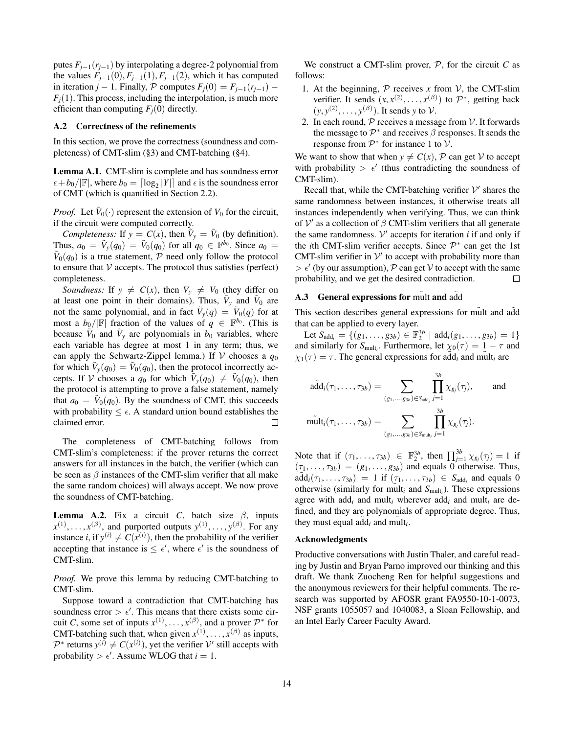putes $F_{j-1}(r_{j-1})$ by interpolating a degree-2 polynomial from the values $F_{j-1}(0), F_{j-1}(1), F_{j-1}(2)$, which it has computed in iteration $j-1$. Finally, $\mathcal{P}$ computes $F_j(0) = F_{j-1}(r_{j-1}) - F_j(1)$. This process, including the interpolation, is much more efficient than computing $F_j(0)$ directly.

### A.2 Correctness of the refinements

In this section, we prove the correctness (soundness and completeness) of CMT-slim (§3) and CMT-batching (§4).

**Lemma A.1.** CMT-slim is complete and has soundness error $\epsilon + b_0/|\mathbb{F}|$, where $b_0 = \lceil \log_2 |Y| \rceil$ and $\epsilon$ is the soundness error of CMT (which is quantified in Section 2.2).

*Proof.* Let $\tilde{V}_0(\cdot)$ represent the extension of $V_0$ for the circuit, if the circuit were computed correctly.

*Completeness:* If $y = C(x)$, then $\tilde{V}_y = \tilde{V}_0$ (by definition). Thus, $a_0 = \tilde{V}_y(q_0) = \tilde{V}_0(q_0)$ for all $q_0 \in \mathbb{F}^{b_0}$. Since $a_0 = \tilde{V}_0(q_0)$ is a true statement, $\mathcal{P}$ need only follow the protocol to ensure that $\mathcal{V}$ accepts. The protocol thus satisfies (perfect) completeness.

*Soundness:* If $y \neq C(x)$, then $V_y \neq V_0$ (they differ on at least one point in their domains). Thus, $\tilde{V}_y$ and $\tilde{V}_0$ are not the same polynomial, and in fact $\tilde{V}_y(q) = \tilde{V}_0(q)$ for at most a $b_0/|\mathbb{F}|$ fraction of the values of $q \in \mathbb{F}^{b_0}$. (This is because $\tilde{V}_0$ and $\tilde{V}_y$ are polynomials in $b_0$ variables, where each variable has degree at most 1 in any term; thus, we can apply the Schwartz-Zippel lemma.) If $\mathcal{V}$ chooses a $q_0$ for which $\tilde{V}_y(q_0) = \tilde{V}_0(q_0)$, then the protocol incorrectly accepts. If $\mathcal{V}$ chooses a $q_0$ for which $\tilde{V}_y(q_0) \neq \tilde{V}_0(q_0)$, then the protocol is attempting to prove a false statement, namely that $a_0 = \tilde{V}_0(q_0)$. By the soundness of CMT, this succeeds with probability $\leq \epsilon$. A standard union bound establishes the claimed error. □

The completeness of CMT-batching follows from CMT-slim's completeness: if the prover returns the correct answers for all instances in the batch, the verifier (which can be seen as $\beta$ instances of the CMT-slim verifier that all make the same random choices) will always accept. We now prove the soundness of CMT-batching.

**Lemma A.2.** Fix a circuit $C$, batch size $\beta$, inputs $x^{(1)}, \ldots, x^{(\beta)}$, and purported outputs $y^{(1)}, \ldots, y^{(\beta)}$. For any instance $i$, if $y^{(i)} \neq C(x^{(i)})$, then the probability of the verifier accepting that instance is $\leq \epsilon'$, where $\epsilon'$ is the soundness of CMT-slim.

*Proof.* We prove this lemma by reducing CMT-batching to CMT-slim.

Suppose toward a contradiction that CMT-batching has soundness error $> \epsilon'$. This means that there exists some circuit $C$, some set of inputs $x^{(1)}, \ldots, x^{(\beta)}$, and a prover $\mathcal{P}^*$ for CMT-batching such that, when given $x^{(1)}, \ldots, x^{(\beta)}$ as inputs, $\mathcal{P}^*$ returns $y^{(i)} \neq C(x^{(i)})$, yet the verifier $\mathcal{V}'$ still accepts with probability $> \epsilon'$. Assume WLOG that $i = 1$.

We construct a CMT-slim prover, $\mathcal{P}$, for the circuit $C$ as follows:

1. At the beginning, $\mathcal{P}$ receives $x$ from $\mathcal{V}$, the CMT-slim verifier. It sends $(x, x^{(2)}, \ldots, x^{(\beta)})$ to $\mathcal{P}^*$, getting back $(y, y^{(2)}, \ldots, y^{(\beta)})$. It sends $y$ to $\mathcal{V}$.
2. In each round, $\mathcal{P}$ receives a message from $\mathcal{V}$. It forwards the message to $\mathcal{P}^*$ and receives $\beta$ responses. It sends the response from $\mathcal{P}^*$ for instance 1 to $\mathcal{V}$.

We want to show that when $y \neq C(x)$, $\mathcal{P}$ can get $\mathcal{V}$ to accept with probability $> \epsilon'$ (thus contradicting the soundness of CMT-slim).

Recall that, while the CMT-batching verifier $\mathcal{V}'$ shares the same randomness between instances, it otherwise treats all instances independently when verifying. Thus, we can think of $\mathcal{V}'$ as a collection of $\beta$ CMT-slim verifiers that all generate the same randomness. $\mathcal{V}'$ accepts for iteration $i$ if and only if the $i$th CMT-slim verifier accepts. Since $\mathcal{P}^*$ can get the 1st CMT-slim verifier in $\mathcal{V}'$ to accept with probability more than $> \epsilon'$ (by our assumption), $\mathcal{P}$ can get $\mathcal{V}$ to accept with the same probability, and we get the desired contradiction. □

### A.3 General expressions for $\tilde{\text{mult}}$ and $\tilde{\text{add}}$

This section describes general expressions for $\tilde{\text{mult}}$ and $\tilde{\text{add}}$ that can be applied to every layer.

Let $S_{\text{add}_i} = \{(g_1, \ldots, g_{3b}) \in \mathbb{F}_2^{3b} \mid \text{add}_i(g_1, \ldots, g_{3b}) = 1\}$ and similarly for $S_{\text{mult}_i}$. Furthermore, let $\chi_0(\tau) = 1 - \tau$ and $\chi_1(\tau) = \tau$. The general expressions for $\tilde{\text{add}}_i$ and $\tilde{\text{mult}}_i$ are

$$\tilde{\text{add}}_i(\tau_1, \ldots, \tau_{3b}) = \sum_{(g_1, \ldots, g_{3b}) \in S_{\text{add}_i}} \prod_{j=1}^{3b} \chi_{g_j}(\tau_j), \qquad \text{and}$$

$$\tilde{\text{mult}}_i(\tau_1, \ldots, \tau_{3b}) = \sum_{(g_1, \ldots, g_{3b}) \in S_{\text{mult}_i}} \prod_{j=1}^{3b} \chi_{g_j}(\tau_j).$$

Note that if $(\tau_1, \ldots, \tau_{3b}) \in \mathbb{F}_2^{3b}$, then $\prod_{j=1}^{3b} \chi_{g_j}(\tau_j) = 1$ if $(\tau_1, \ldots, \tau_{3b}) = (g_1, \ldots, g_{3b})$ and equals 0 otherwise. Thus, $\tilde{\text{add}}_i(\tau_1, \ldots, \tau_{3b}) = 1$ if $(\tau_1, \ldots, \tau_{3b}) \in S_{\text{add}_i}$ and equals 0 otherwise (similarly for $\tilde{\text{mult}}_i$ and $S_{\text{mult}_i}$). These expressions agree with $\text{add}_i$ and $\text{mult}_i$ wherever $\text{add}_i$ and $\text{mult}_i$ are defined, and they are polynomials of appropriate degree. Thus, they must equal $\tilde{\text{add}}_i$ and $\tilde{\text{mult}}_i$.

### Acknowledgments

Productive conversations with Justin Thaler, and careful reading by Justin and Bryan Parno improved our thinking and this draft. We thank Zuocheng Ren for helpful suggestions and the anonymous reviewers for their helpful comments. The research was supported by AFOSR grant FA9550-10-1-0073, NSF grants 1055057 and 1040083, a Sloan Fellowship, and an Intel Early Career Faculty Award.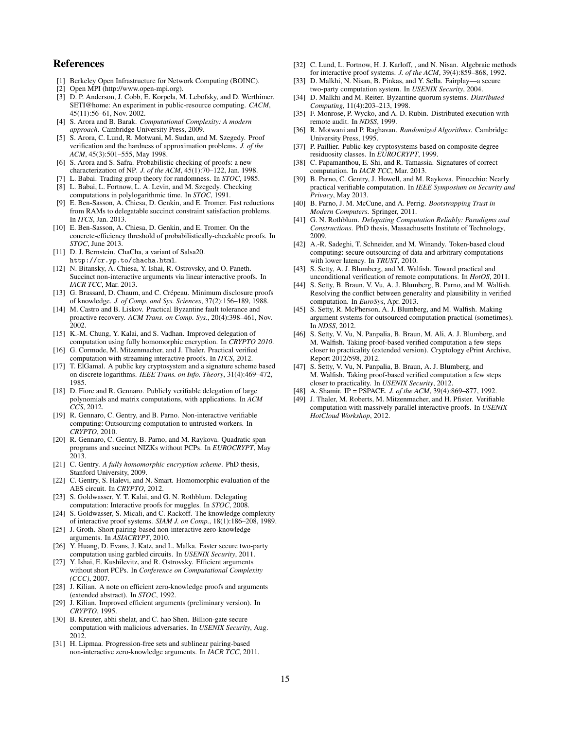## References

[1] Berkeley Open Infrastructure for Network Computing (BOINC).

[2] Open MPI (http://www.open-mpi.org).

[3] D. P. Anderson, J. Cobb, E. Korpela, M. Lebofsky, and D. Werthimer. SETI@home: An experiment in public-resource computing. *CACM*, 45(11):56–61, Nov. 2002.

[4] S. Arora and B. Barak. *Computational Complexity: A modern approach*. Cambridge University Press, 2009.

[5] S. Arora, C. Lund, R. Motwani, M. Sudan, and M. Szegedy. Proof verification and the hardness of approximation problems. *J. of the ACM*, 45(3):501–555, May 1998.

[6] S. Arora and S. Safra. Probabilistic checking of proofs: a new characterization of NP. *J. of the ACM*, 45(1):70–122, Jan. 1998.

[7] L. Babai. Trading group theory for randomness. In *STOC*, 1985.

[8] L. Babai, L. Fortnow, L. A. Levin, and M. Szegedy. Checking computations in polylogarithmic time. In *STOC*, 1991.

[9] E. Ben-Sasson, A. Chiesa, D. Genkin, and E. Tromer. Fast reductions from RAMs to delegatable succinct constraint satisfaction problems. In *ITCS*, Jan. 2013.

[10] E. Ben-Sasson, A. Chiesa, D. Genkin, and E. Tromer. On the concrete-efficiency threshold of probabilistically-checkable proofs. In *STOC*, June 2013.

[11] D. J. Bernstein. ChaCha, a variant of Salsa20. `http://cr.yp.to/chacha.html`.

[12] N. Bitansky, A. Chiesa, Y. Ishai, R. Ostrovsky, and O. Paneth. Succinct non-interactive arguments via linear interactive proofs. In *IACR TCC*, Mar. 2013.

[13] G. Brassard, D. Chaum, and C. Crépeau. Minimum disclosure proofs of knowledge. *J. of Comp. and Sys. Sciences*, 37(2):156–189, 1988.

[14] M. Castro and B. Liskov. Practical Byzantine fault tolerance and proactive recovery. *ACM Trans. on Comp. Sys.*, 20(4):398–461, Nov. 2002.

[15] K.-M. Chung, Y. Kalai, and S. Vadhan. Improved delegation of computation using fully homomorphic encryption. In *CRYPTO 2010*.

[16] G. Cormode, M. Mitzenmacher, and J. Thaler. Practical verified computation with streaming interactive proofs. In *ITCS*, 2012.

[17] T. ElGamal. A public key cryptosystem and a signature scheme based on discrete logarithms. *IEEE Trans. on Info. Theory*, 31(4):469–472, 1985.

[18] D. Fiore and R. Gennaro. Publicly verifiable delegation of large polynomials and matrix computations, with applications. In *ACM CCS*, 2012.

[19] R. Gennaro, C. Gentry, and B. Parno. Non-interactive verifiable computing: Outsourcing computation to untrusted workers. In *CRYPTO*, 2010.

[20] R. Gennaro, C. Gentry, B. Parno, and M. Raykova. Quadratic span programs and succinct NIZKs without PCPs. In *EUROCRYPT*, May 2013.

[21] C. Gentry. *A fully homomorphic encryption scheme*. PhD thesis, Stanford University, 2009.

[22] C. Gentry, S. Halevi, and N. Smart. Homomorphic evaluation of the AES circuit. In *CRYPTO*, 2012.

[23] S. Goldwasser, Y. T. Kalai, and G. N. Rothblum. Delegating computation: Interactive proofs for muggles. In *STOC*, 2008.

[24] S. Goldwasser, S. Micali, and C. Rackoff. The knowledge complexity of interactive proof systems. *SIAM J. on Comp.*, 18(1):186–208, 1989.

[25] J. Groth. Short pairing-based non-interactive zero-knowledge arguments. In *ASIACRYPT*, 2010.

[26] Y. Huang, D. Evans, J. Katz, and L. Malka. Faster secure two-party computation using garbled circuits. In *USENIX Security*, 2011.

[27] Y. Ishai, E. Kushilevitz, and R. Ostrovsky. Efficient arguments without short PCPs. In *Conference on Computational Complexity (CCC)*, 2007.

[28] J. Kilian. A note on efficient zero-knowledge proofs and arguments (extended abstract). In *STOC*, 1992.

[29] J. Kilian. Improved efficient arguments (preliminary version). In *CRYPTO*, 1995.

[30] B. Kreuter, abhi shelat, and C. hao Shen. Billion-gate secure computation with malicious adversaries. In *USENIX Security*, Aug. 2012.

[31] H. Lipmaa. Progression-free sets and sublinear pairing-based non-interactive zero-knowledge arguments. In *IACR TCC*, 2011.

[32] C. Lund, L. Fortnow, H. J. Karloff, , and N. Nisan. Algebraic methods for interactive proof systems. *J. of the ACM*, 39(4):859–868, 1992.

[33] D. Malkhi, N. Nisan, B. Pinkas, and Y. Sella. Fairplay—a secure two-party computation system. In *USENIX Security*, 2004.

[34] D. Malkhi and M. Reiter. Byzantine quorum systems. *Distributed Computing*, 11(4):203–213, 1998.

[35] F. Monrose, P. Wycko, and A. D. Rubin. Distributed execution with remote audit. In *NDSS*, 1999.

[36] R. Motwani and P. Raghavan. *Randomized Algorithms*. Cambridge University Press, 1995.

[37] P. Paillier. Public-key cryptosystems based on composite degree residuosity classes. In *EUROCRYPT*, 1999.

[38] C. Papamanthou, E. Shi, and R. Tamassia. Signatures of correct computation. In *IACR TCC*, Mar. 2013.

[39] B. Parno, C. Gentry, J. Howell, and M. Raykova. Pinocchio: Nearly practical verifiable computation. In *IEEE Symposium on Security and Privacy*, May 2013.

[40] B. Parno, J. M. McCune, and A. Perrig. *Bootstrapping Trust in Modern Computers*. Springer, 2011.

[41] G. N. Rothblum. *Delegating Computation Reliably: Paradigms and Constructions*. PhD thesis, Massachusetts Institute of Technology, 2009.

[42] A.-R. Sadeghi, T. Schneider, and M. Winandy. Token-based cloud computing: secure outsourcing of data and arbitrary computations with lower latency. In *TRUST*, 2010.

[43] S. Setty, A. J. Blumberg, and M. Walfish. Toward practical and unconditional verification of remote computations. In *HotOS*, 2011.

[44] S. Setty, B. Braun, V. Vu, A. J. Blumberg, B. Parno, and M. Walfish. Resolving the conflict between generality and plausibility in verified computation. In *EuroSys*, Apr. 2013.

[45] S. Setty, R. McPherson, A. J. Blumberg, and M. Walfish. Making argument systems for outsourced computation practical (sometimes). In *NDSS*, 2012.

[46] S. Setty, V. Vu, N. Panpalia, B. Braun, M. Ali, A. J. Blumberg, and M. Walfish. Taking proof-based verified computation a few steps closer to practicality (extended version). Cryptology ePrint Archive, Report 2012/598, 2012.

[47] S. Setty, V. Vu, N. Panpalia, B. Braun, A. J. Blumberg, and M. Walfish. Taking proof-based verified computation a few steps closer to practicality. In *USENIX Security*, 2012.

[48] A. Shamir. IP = PSPACE. *J. of the ACM*, 39(4):869–877, 1992.

[49] J. Thaler, M. Roberts, M. Mitzenmacher, and H. Pfister. Verifiable computation with massively parallel interactive proofs. In *USENIX HotCloud Workshop*, 2012.